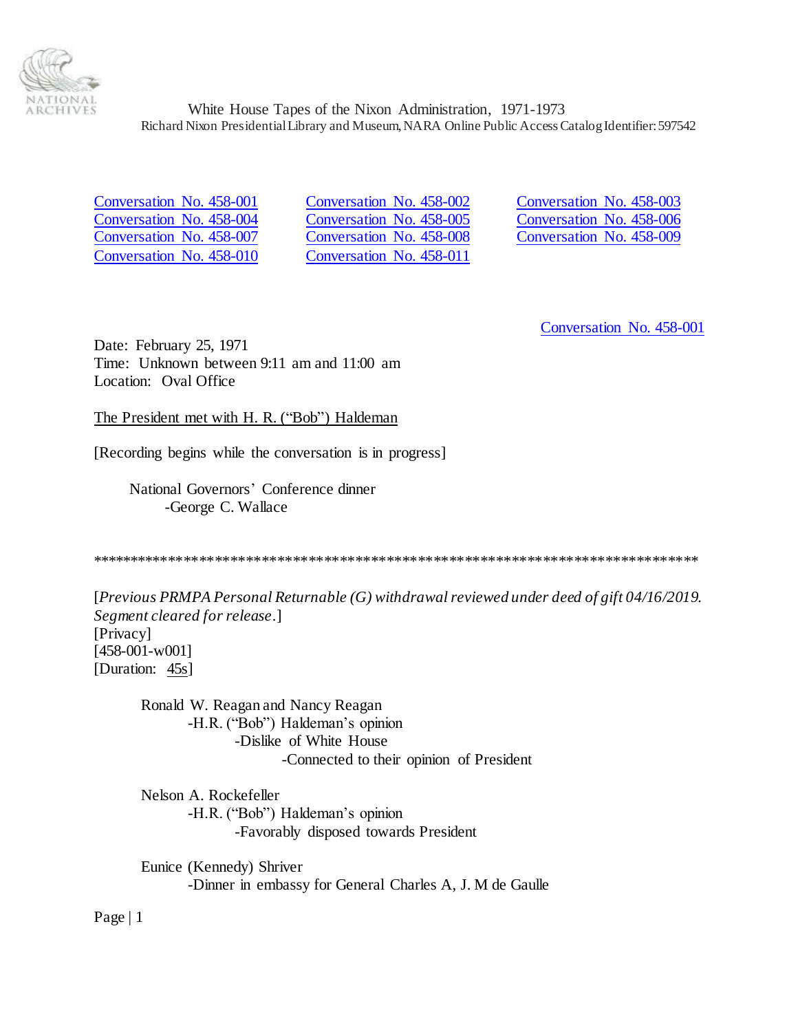White House Tapes of the Nixon Administration, 1971-1973

Richard Nixon Presidential Library and Museum, NARA Online Public Access Catalog Identifier: 597542

| | | |
|---|---|---|
| Conversation No. 458-001 | Conversation No. 458-002 | Conversation No. 458-003 |
| Conversation No. 458-004 | Conversation No. 458-005 | Conversation No. 458-006 |
| Conversation No. 458-007 | Conversation No. 458-008 | Conversation No. 458-009 |
| Conversation No. 458-010 | Conversation No. 458-011 | |

Conversation No. 458-001

Date: February 25, 1971
Time: Unknown between 9:11 am and 11:00 am
Location: Oval Office

The President met with H. R. ("Bob") Haldeman

[Recording begins while the conversation is in progress]

National Governors' Conference dinner
- George C. Wallace

******************************************************************************

[*Previous PRMPA Personal Returnable (G) withdrawal reviewed under deed of gift 04/16/2019. Segment cleared for release*.]
[Privacy]
[458-001-w001]
[Duration: 45s]

Ronald W. Reagan and Nancy Reagan
- H.R. ("Bob") Haldeman's opinion
  - Dislike of White House
    - Connected to their opinion of President

Nelson A. Rockefeller
- H.R. ("Bob") Haldeman's opinion
  - Favorably disposed towards President

Eunice (Kennedy) Shriver
- Dinner in embassy for General Charles A, J. M de Gaulle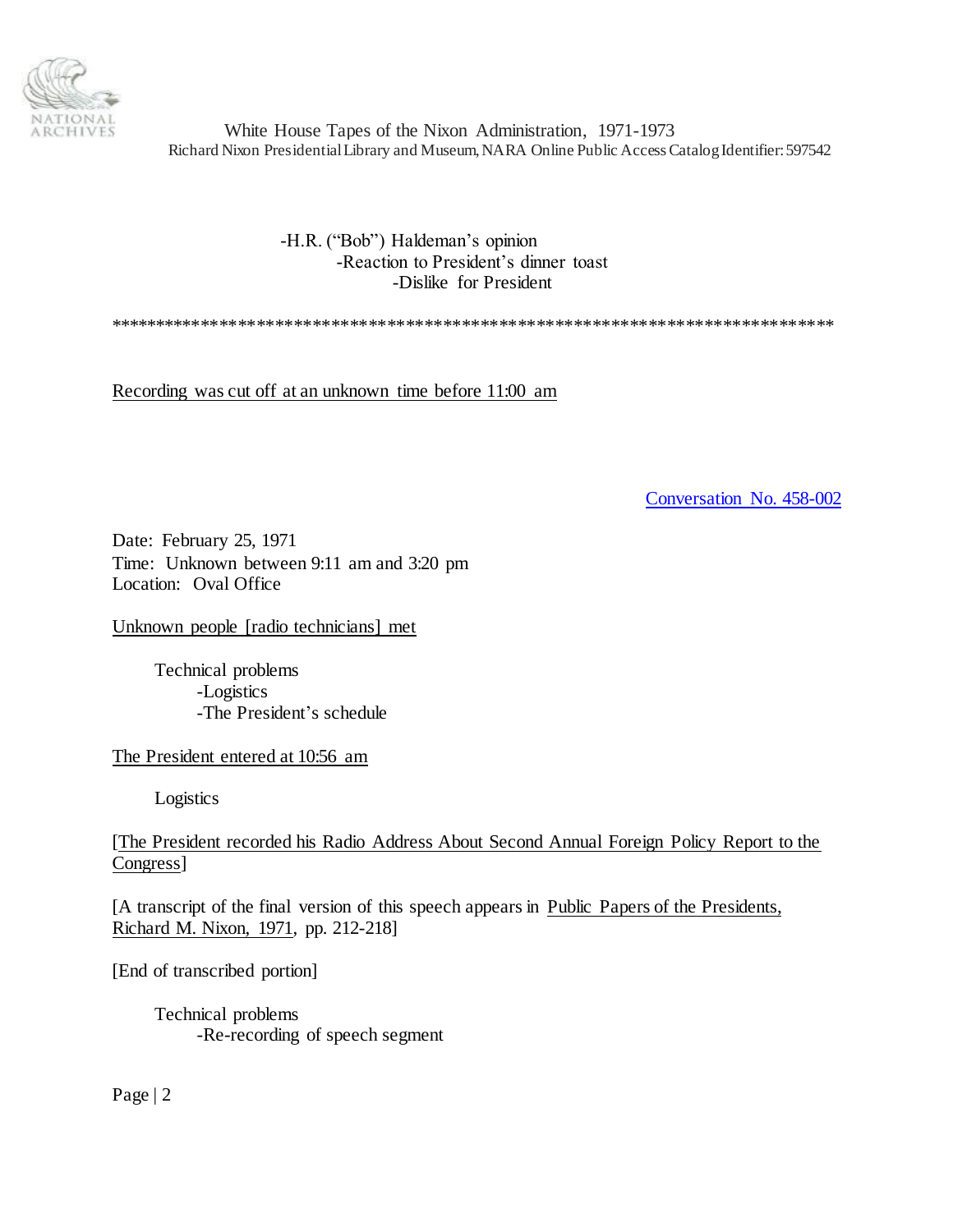-H.R. ("Bob") Haldeman's opinion
    -Reaction to President's dinner toast
        -Dislike for President

******************************************************************************

Recording was cut off at an unknown time before 11:00 am

Conversation No. 458-002

Date: February 25, 1971
Time: Unknown between 9:11 am and 3:20 pm
Location: Oval Office

Unknown people [radio technicians] met

Technical problems
- Logistics
- The President's schedule

The President entered at 10:56 am

Logistics

[The President recorded his Radio Address About Second Annual Foreign Policy Report to the Congress]

[A transcript of the final version of this speech appears in Public Papers of the Presidents, Richard M. Nixon, 1971, pp. 212-218]

[End of transcribed portion]

Technical problems
- Re-recording of speech segment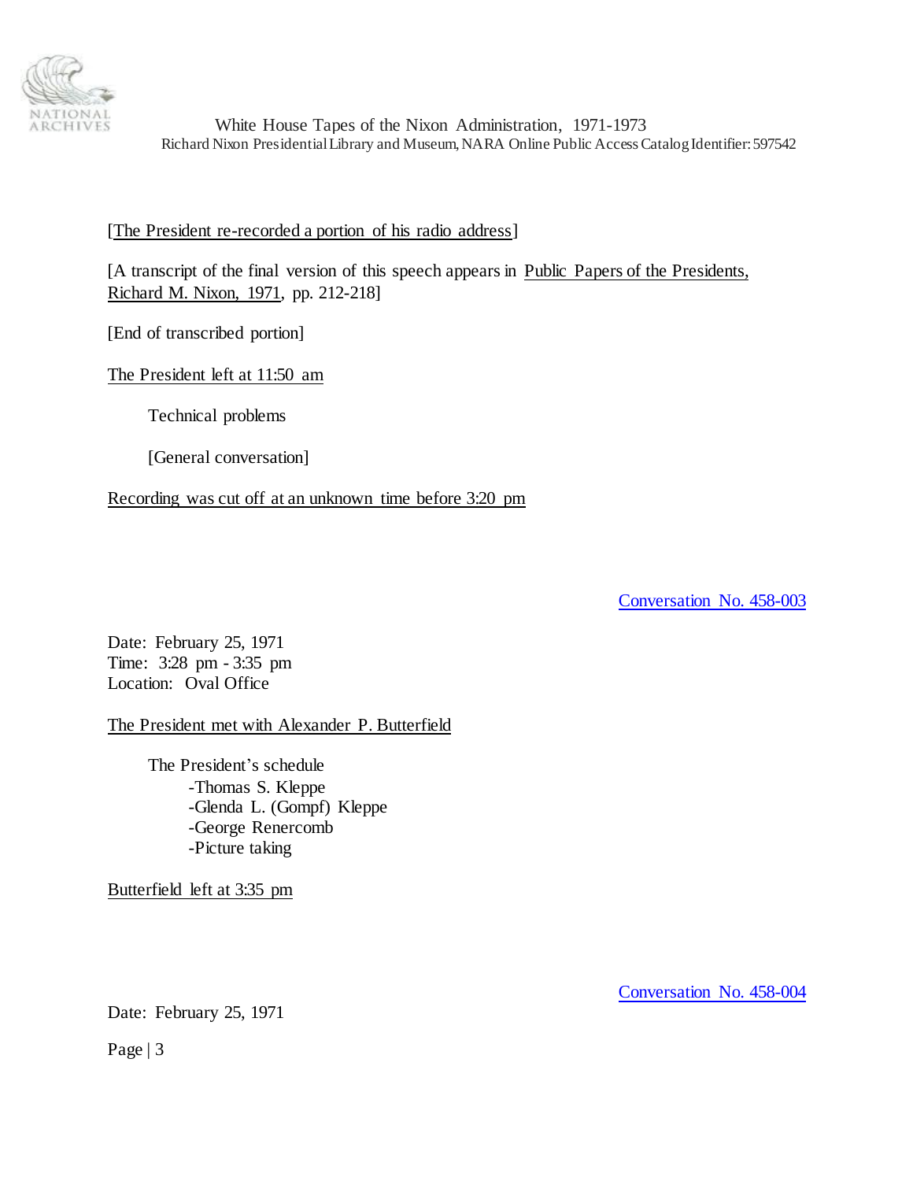[The President re-recorded a portion of his radio address]

[A transcript of the final version of this speech appears in Public Papers of the Presidents, Richard M. Nixon, 1971, pp. 212-218]

[End of transcribed portion]

The President left at 11:50 am

Technical problems

[General conversation]

Recording was cut off at an unknown time before 3:20 pm

Conversation No. 458-003

Date: February 25, 1971
Time: 3:28 pm - 3:35 pm
Location: Oval Office

The President met with Alexander P. Butterfield

The President's schedule
- -Thomas S. Kleppe
- -Glenda L. (Gompf) Kleppe
- -George Renercomb
- -Picture taking

Butterfield left at 3:35 pm

Conversation No. 458-004

Date: February 25, 1971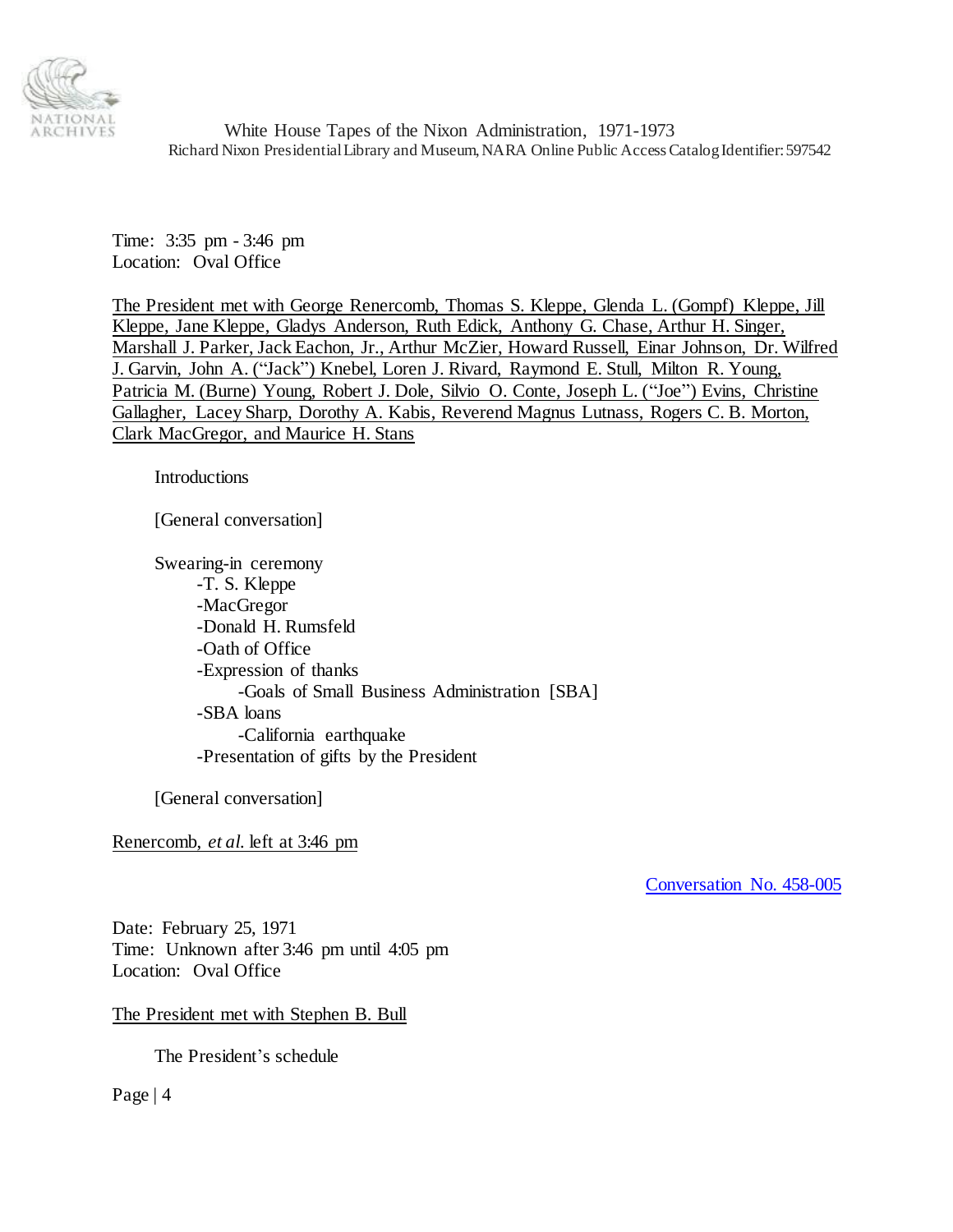Time: 3:35 pm - 3:46 pm
Location: Oval Office

The President met with George Renercomb, Thomas S. Kleppe, Glenda L. (Gompf) Kleppe, Jill Kleppe, Jane Kleppe, Gladys Anderson, Ruth Edick, Anthony G. Chase, Arthur H. Singer, Marshall J. Parker, Jack Eachon, Jr., Arthur McZier, Howard Russell, Einar Johnson, Dr. Wilfred J. Garvin, John A. ("Jack") Knebel, Loren J. Rivard, Raymond E. Stull, Milton R. Young, Patricia M. (Burne) Young, Robert J. Dole, Silvio O. Conte, Joseph L. ("Joe") Evins, Christine Gallagher, Lacey Sharp, Dorothy A. Kabis, Reverend Magnus Lutnass, Rogers C. B. Morton, Clark MacGregor, and Maurice H. Stans

Introductions

[General conversation]

Swearing-in ceremony
- -T. S. Kleppe
- -MacGregor
- -Donald H. Rumsfeld
- -Oath of Office
- -Expression of thanks
  - -Goals of Small Business Administration [SBA]
- -SBA loans
  - -California earthquake
- -Presentation of gifts by the President

[General conversation]

Renercomb, *et al.* left at 3:46 pm

Conversation No. 458-005

Date: February 25, 1971
Time: Unknown after 3:46 pm until 4:05 pm
Location: Oval Office

The President met with Stephen B. Bull

The President's schedule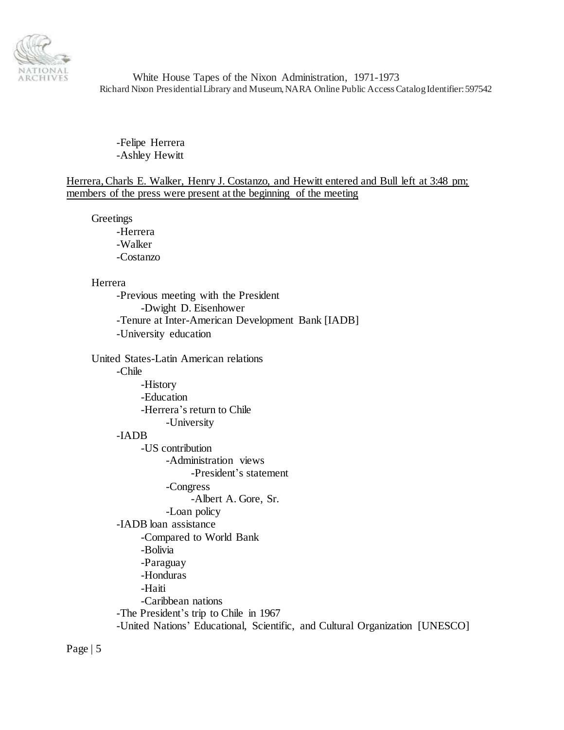-Felipe Herrera
-Ashley Hewitt

<u>Herrera, Charls E. Walker, Henry J. Costanzo, and Hewitt entered and Bull left at 3:48 pm; members of the press were present at the beginning of the meeting</u>

Greetings
- Herrera
- Walker
- Costanzo

Herrera
- Previous meeting with the President
  - Dwight D. Eisenhower
- Tenure at Inter-American Development Bank [IADB]
- University education

United States-Latin American relations
- Chile
  - History
  - Education
  - Herrera's return to Chile
    - University
- IADB
  - US contribution
    - Administration views
      - President's statement
    - Congress
      - Albert A. Gore, Sr.
    - Loan policy
- IADB loan assistance
  - Compared to World Bank
  - Bolivia
  - Paraguay
  - Honduras
  - Haiti
  - Caribbean nations
- The President's trip to Chile in 1967
- United Nations' Educational, Scientific, and Cultural Organization [UNESCO]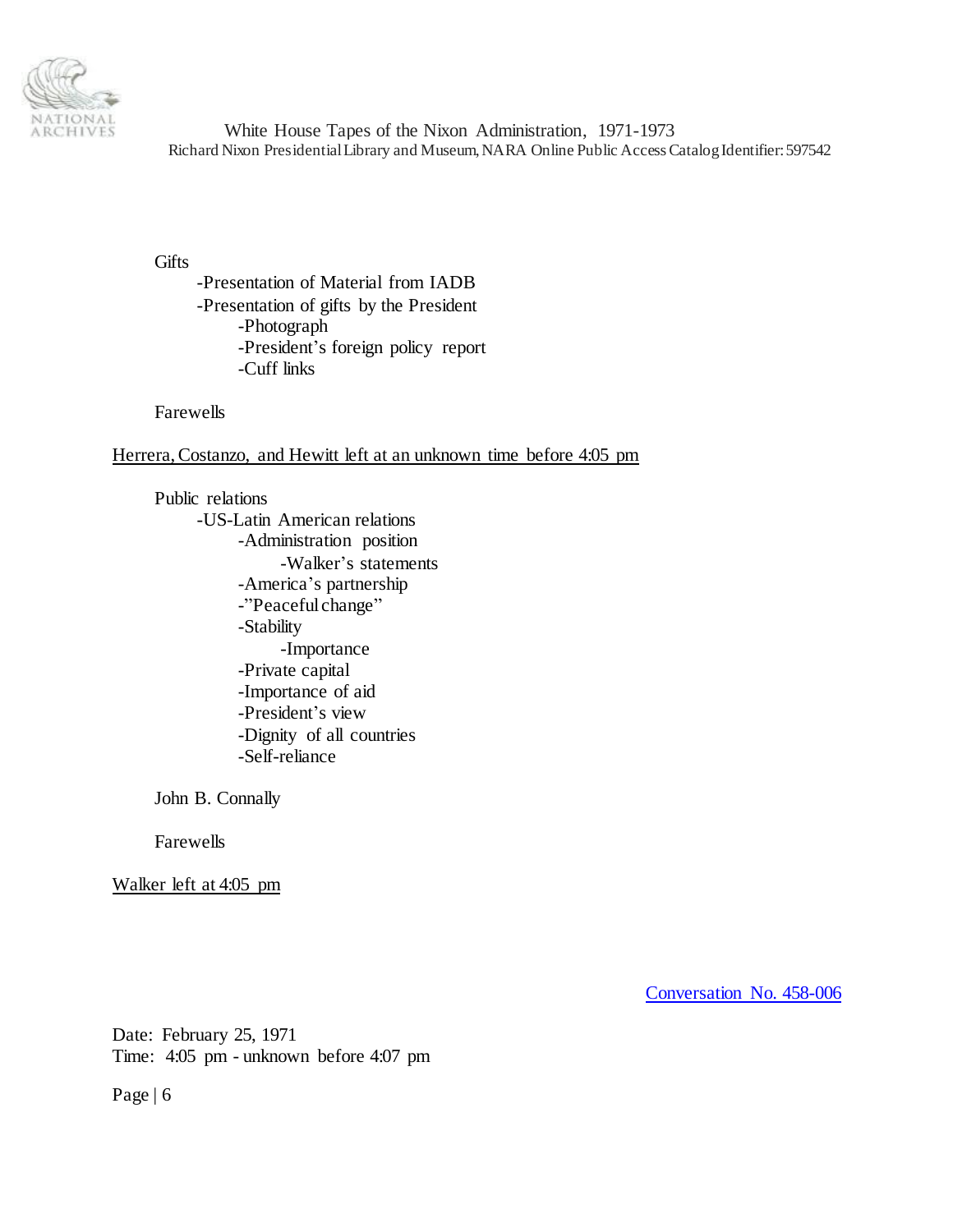Gifts
- -Presentation of Material from IADB
- -Presentation of gifts by the President
    - -Photograph
    - -President's foreign policy report
    - -Cuff links

Farewells

<u>Herrera, Costanzo, and Hewitt left at an unknown time before 4:05 pm</u>

Public relations
- -US-Latin American relations
    - -Administration position
        - -Walker's statements
    - -America's partnership
    - -"Peaceful change"
    - -Stability
        - -Importance
    - -Private capital
    - -Importance of aid
    - -President's view
    - -Dignity of all countries
    - -Self-reliance

John B. Connally

Farewells

<u>Walker left at 4:05 pm</u>

Conversation No. 458-006

Date: February 25, 1971
Time: 4:05 pm - unknown before 4:07 pm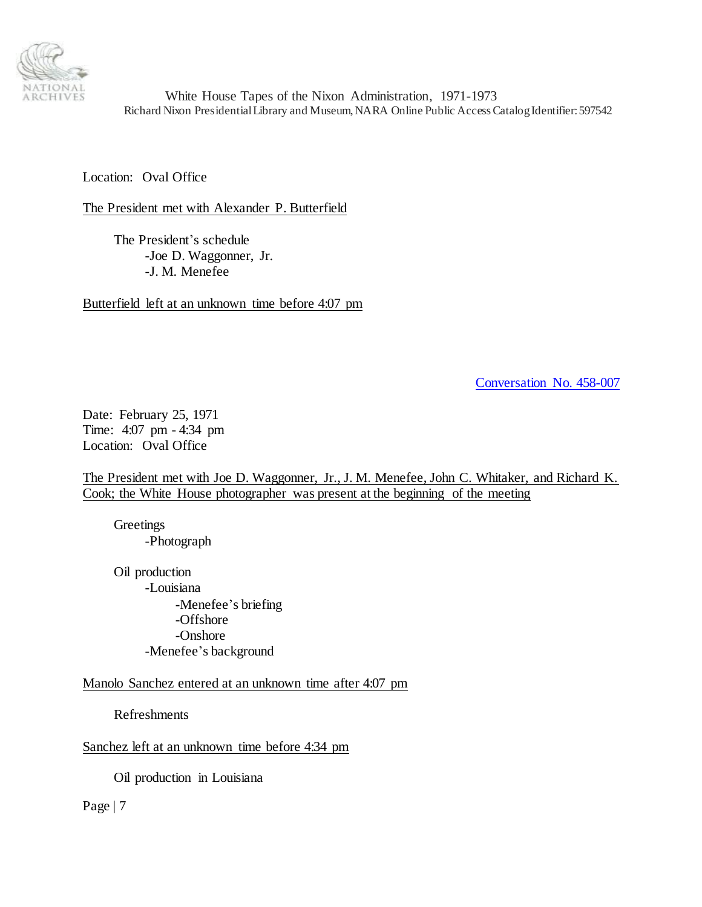Location: Oval Office

The President met with Alexander P. Butterfield

- The President's schedule
  - Joe D. Waggonner, Jr.
  - J. M. Menefee

Butterfield left at an unknown time before 4:07 pm

Conversation No. 458-007

Date: February 25, 1971
Time: 4:07 pm - 4:34 pm
Location: Oval Office

The President met with Joe D. Waggonner, Jr., J. M. Menefee, John C. Whitaker, and Richard K. Cook; the White House photographer was present at the beginning of the meeting

- Greetings
  - Photograph

- Oil production
  - Louisiana
    - Menefee's briefing
    - Offshore
    - Onshore
  - Menefee's background

Manolo Sanchez entered at an unknown time after 4:07 pm

- Refreshments

Sanchez left at an unknown time before 4:34 pm

- Oil production in Louisiana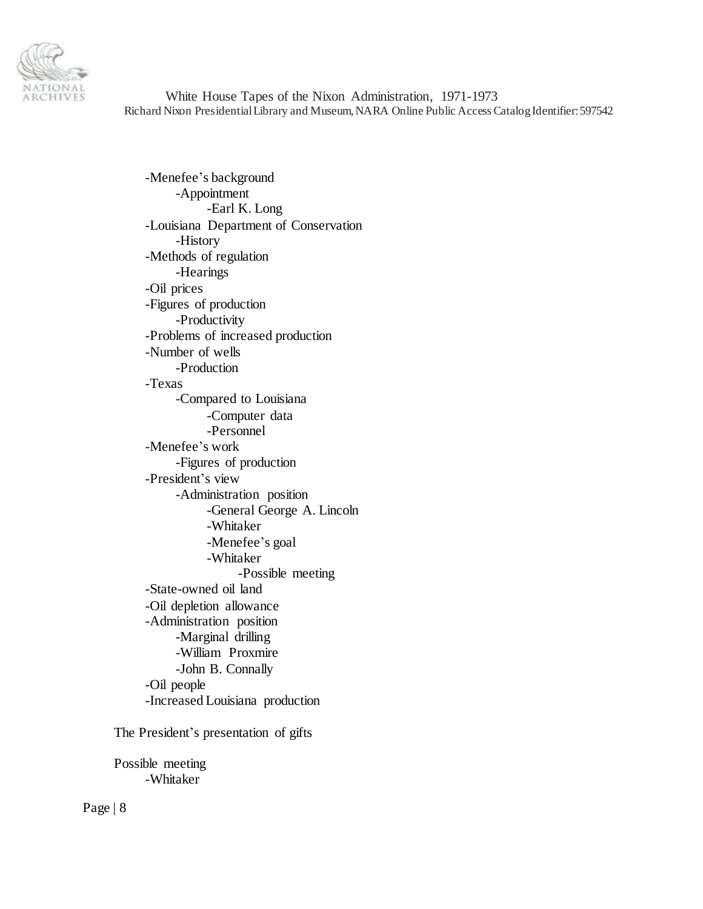- -Menefee's background
  - -Appointment
    - -Earl K. Long
- -Louisiana Department of Conservation
  - -History
- -Methods of regulation
  - -Hearings
- -Oil prices
- -Figures of production
  - -Productivity
- -Problems of increased production
- -Number of wells
  - -Production
- -Texas
  - -Compared to Louisiana
    - -Computer data
    - -Personnel
- -Menefee's work
  - -Figures of production
- -President's view
  - -Administration position
    - -General George A. Lincoln
    - -Whitaker
    - -Menefee's goal
    - -Whitaker
      - -Possible meeting
- -State-owned oil land
- -Oil depletion allowance
- -Administration position
  - -Marginal drilling
  - -William Proxmire
  - -John B. Connally
- -Oil people
- -Increased Louisiana production

The President's presentation of gifts

Possible meeting
- -Whitaker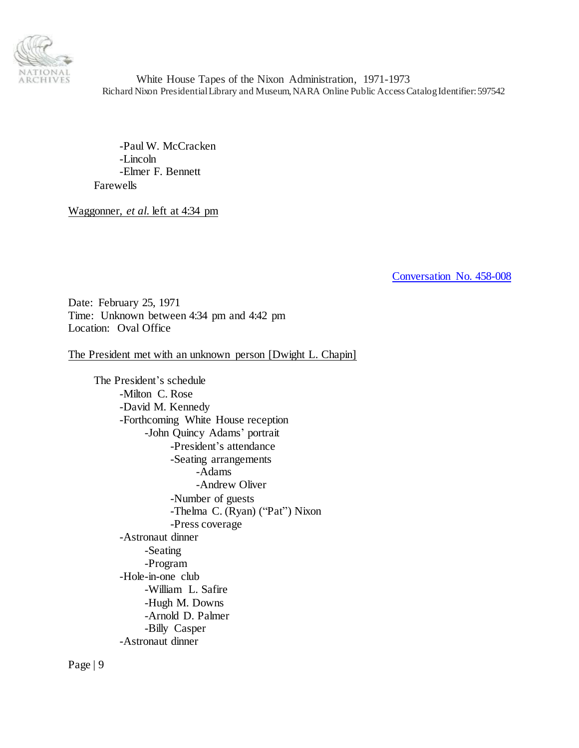- -Paul W. McCracken
- -Lincoln
- -Elmer F. Bennett

Farewells

Waggonner, *et al.* left at 4:34 pm

Conversation No. 458-008

Date: February 25, 1971
Time: Unknown between 4:34 pm and 4:42 pm
Location: Oval Office

The President met with an unknown person [Dwight L. Chapin]

The President's schedule
- -Milton C. Rose
- -David M. Kennedy
- -Forthcoming White House reception
    - -John Quincy Adams' portrait
        - -President's attendance
        - -Seating arrangements
            - -Adams
            - -Andrew Oliver
        - -Number of guests
        - -Thelma C. (Ryan) ("Pat") Nixon
        - -Press coverage
- -Astronaut dinner
    - -Seating
    - -Program
- -Hole-in-one club
    - -William L. Safire
    - -Hugh M. Downs
    - -Arnold D. Palmer
    - -Billy Casper
- -Astronaut dinner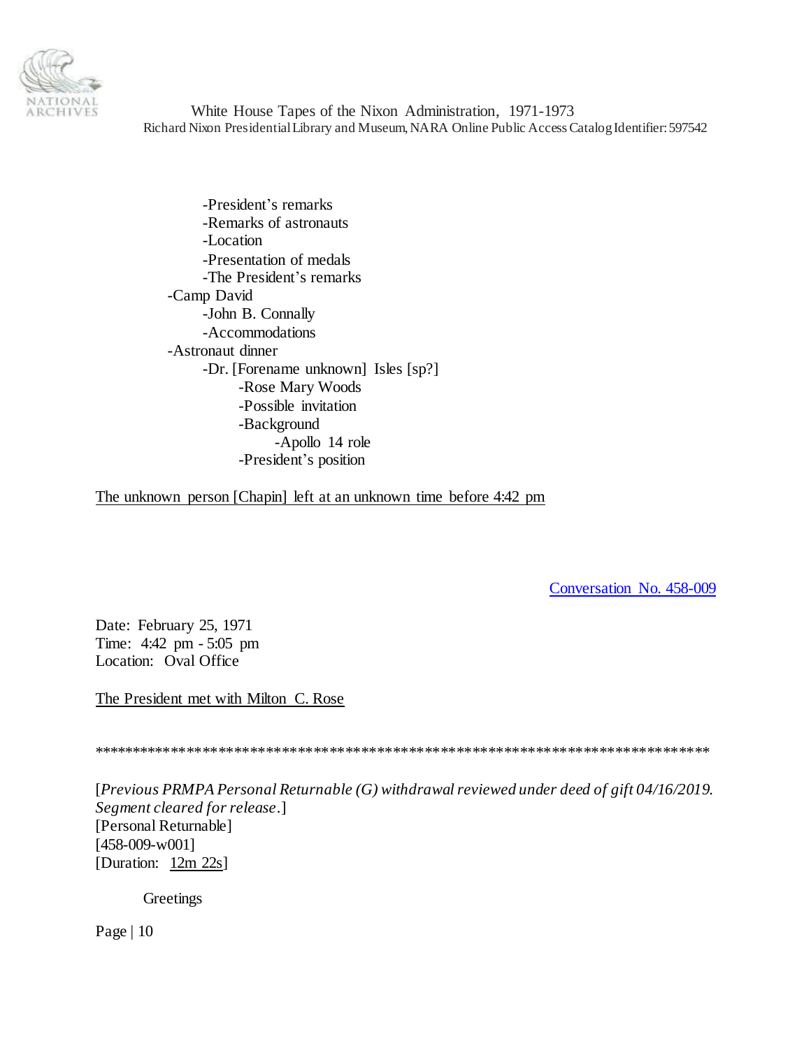- President's remarks
        - Remarks of astronauts
        - Location
        - Presentation of medals
        - The President's remarks
    - Camp David
        - John B. Connally
        - Accommodations
    - Astronaut dinner
        - Dr. [Forename unknown] Isles [sp?]
            - Rose Mary Woods
            - Possible invitation
            - Background
                - Apollo 14 role
            - President's position

<u>The unknown person [Chapin] left at an unknown time before 4:42 pm</u>

Conversation No. 458-009

Date: February 25, 1971
Time: 4:42 pm - 5:05 pm
Location: Oval Office

<u>The President met with Milton C. Rose</u>

*******************************************************************************

[*Previous PRMPA Personal Returnable (G) withdrawal reviewed under deed of gift 04/16/2019. Segment cleared for release*.]
[Personal Returnable]
[458-009-w001]
[Duration: <u>12m 22s</u>]

Greetings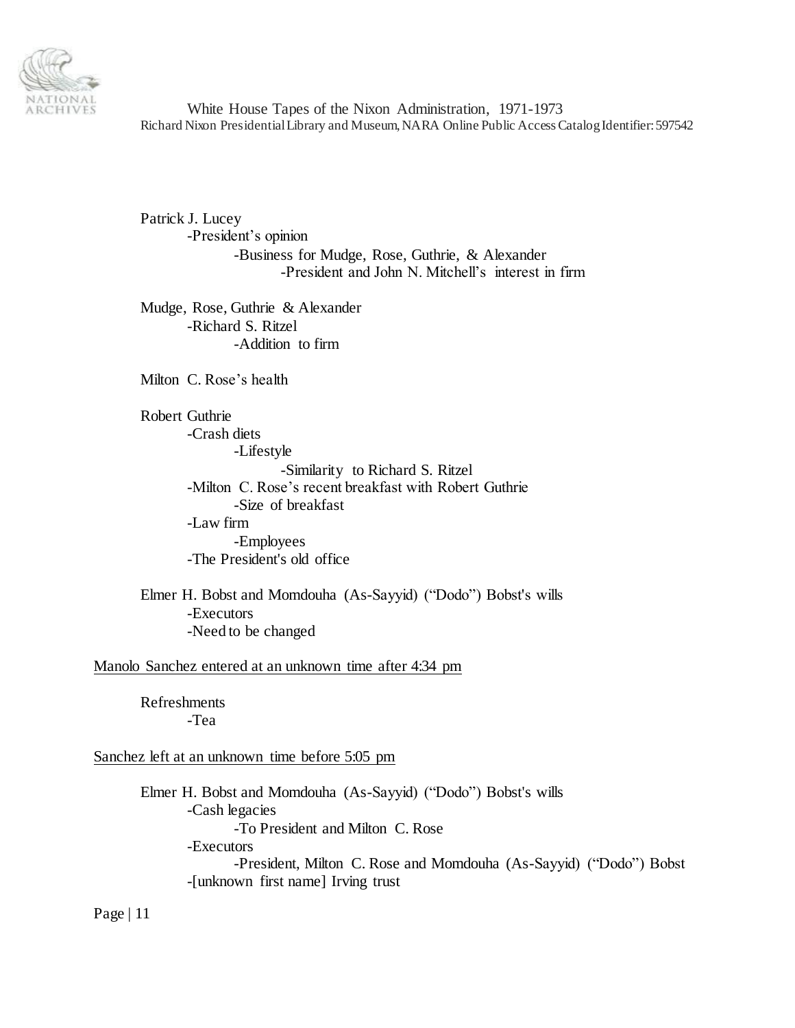Patrick J. Lucey
- President's opinion
  - Business for Mudge, Rose, Guthrie, & Alexander
    - President and John N. Mitchell's interest in firm

Mudge, Rose, Guthrie & Alexander
- Richard S. Ritzel
  - Addition to firm

Milton C. Rose's health

Robert Guthrie
- Crash diets
  - Lifestyle
    - Similarity to Richard S. Ritzel
- Milton C. Rose's recent breakfast with Robert Guthrie
  - Size of breakfast
- Law firm
  - Employees
- The President's old office

Elmer H. Bobst and Momdouha (As-Sayyid) ("Dodo") Bobst's wills
- Executors
- Need to be changed

<u>Manolo Sanchez entered at an unknown time after 4:34 pm</u>

Refreshments
- Tea

<u>Sanchez left at an unknown time before 5:05 pm</u>

Elmer H. Bobst and Momdouha (As-Sayyid) ("Dodo") Bobst's wills
- Cash legacies
  - To President and Milton C. Rose
- Executors
  - President, Milton C. Rose and Momdouha (As-Sayyid) ("Dodo") Bobst
- [unknown first name] Irving trust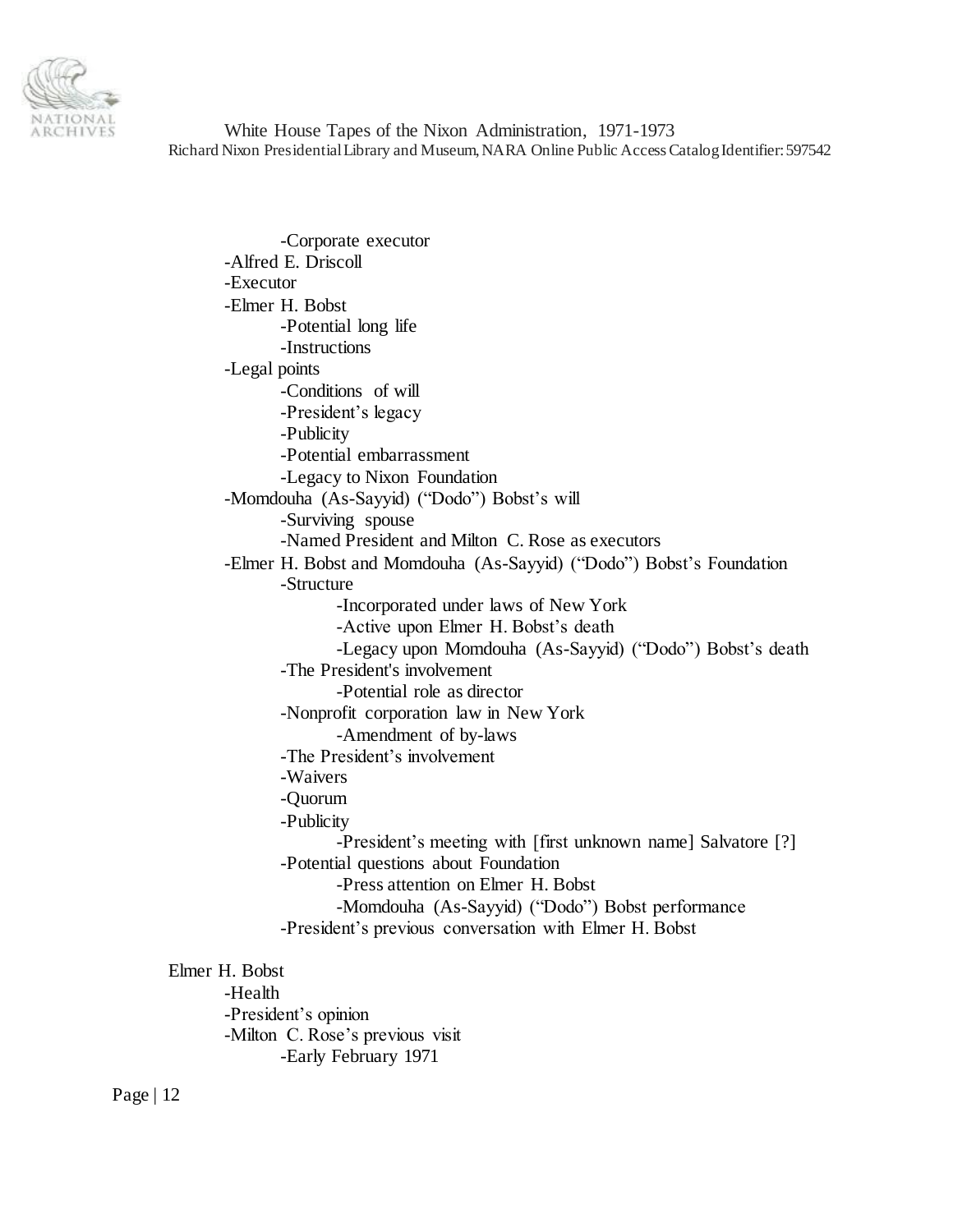- -Corporate executor
- -Alfred E. Driscoll
- -Executor
- -Elmer H. Bobst
  - -Potential long life
  - -Instructions
- -Legal points
  - -Conditions of will
  - -President's legacy
  - -Publicity
  - -Potential embarrassment
  - -Legacy to Nixon Foundation
- -Momdouha (As-Sayyid) ("Dodo") Bobst's will
  - -Surviving spouse
  - -Named President and Milton C. Rose as executors
- -Elmer H. Bobst and Momdouha (As-Sayyid) ("Dodo") Bobst's Foundation
  - -Structure
    - -Incorporated under laws of New York
    - -Active upon Elmer H. Bobst's death
    - -Legacy upon Momdouha (As-Sayyid) ("Dodo") Bobst's death
  - -The President's involvement
    - -Potential role as director
  - -Nonprofit corporation law in New York
    - -Amendment of by-laws
  - -The President's involvement
  - -Waivers
  - -Quorum
  - -Publicity
    - -President's meeting with [first unknown name] Salvatore [?]
  - -Potential questions about Foundation
    - -Press attention on Elmer H. Bobst
    - -Momdouha (As-Sayyid) ("Dodo") Bobst performance
  - -President's previous conversation with Elmer H. Bobst

Elmer H. Bobst
- -Health
- -President's opinion
- -Milton C. Rose's previous visit
  - -Early February 1971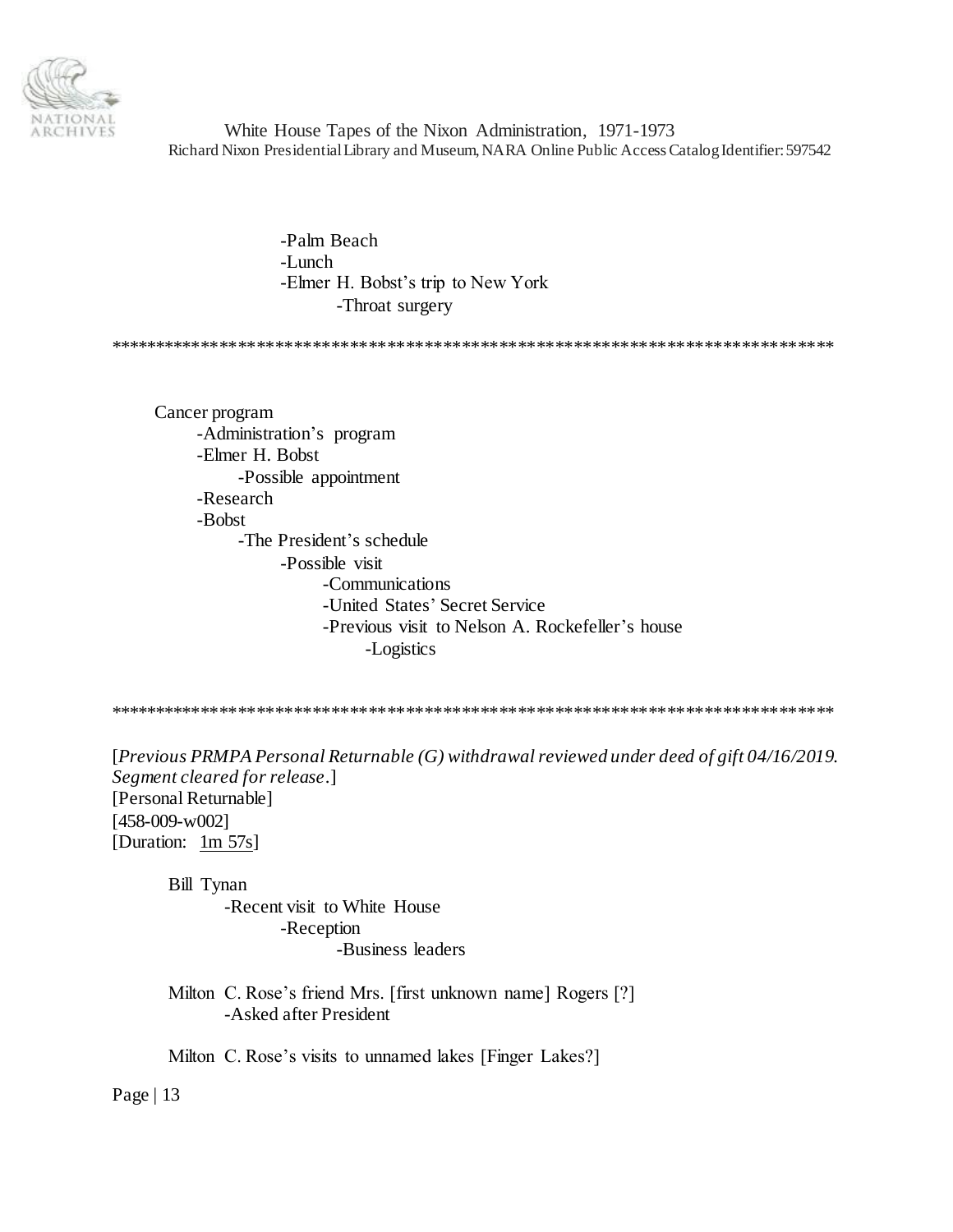-Palm Beach
-Lunch
-Elmer H. Bobst's trip to New York
-Throat surgery

*****************************************************************************

Cancer program
- -Administration's program
- -Elmer H. Bobst
  - -Possible appointment
- -Research
- -Bobst
  - -The President's schedule
    - -Possible visit
      - -Communications
      - -United States' Secret Service
      - -Previous visit to Nelson A. Rockefeller's house
        - -Logistics

*****************************************************************************

[*Previous PRMPA Personal Returnable (G) withdrawal reviewed under deed of gift 04/16/2019. Segment cleared for release*.]
[Personal Returnable]
[458-009-w002]
[Duration: 1m 57s]

Bill Tynan
- -Recent visit to White House
  - -Reception
    - -Business leaders

Milton C. Rose's friend Mrs. [first unknown name] Rogers [?]
- -Asked after President

Milton C. Rose's visits to unnamed lakes [Finger Lakes?]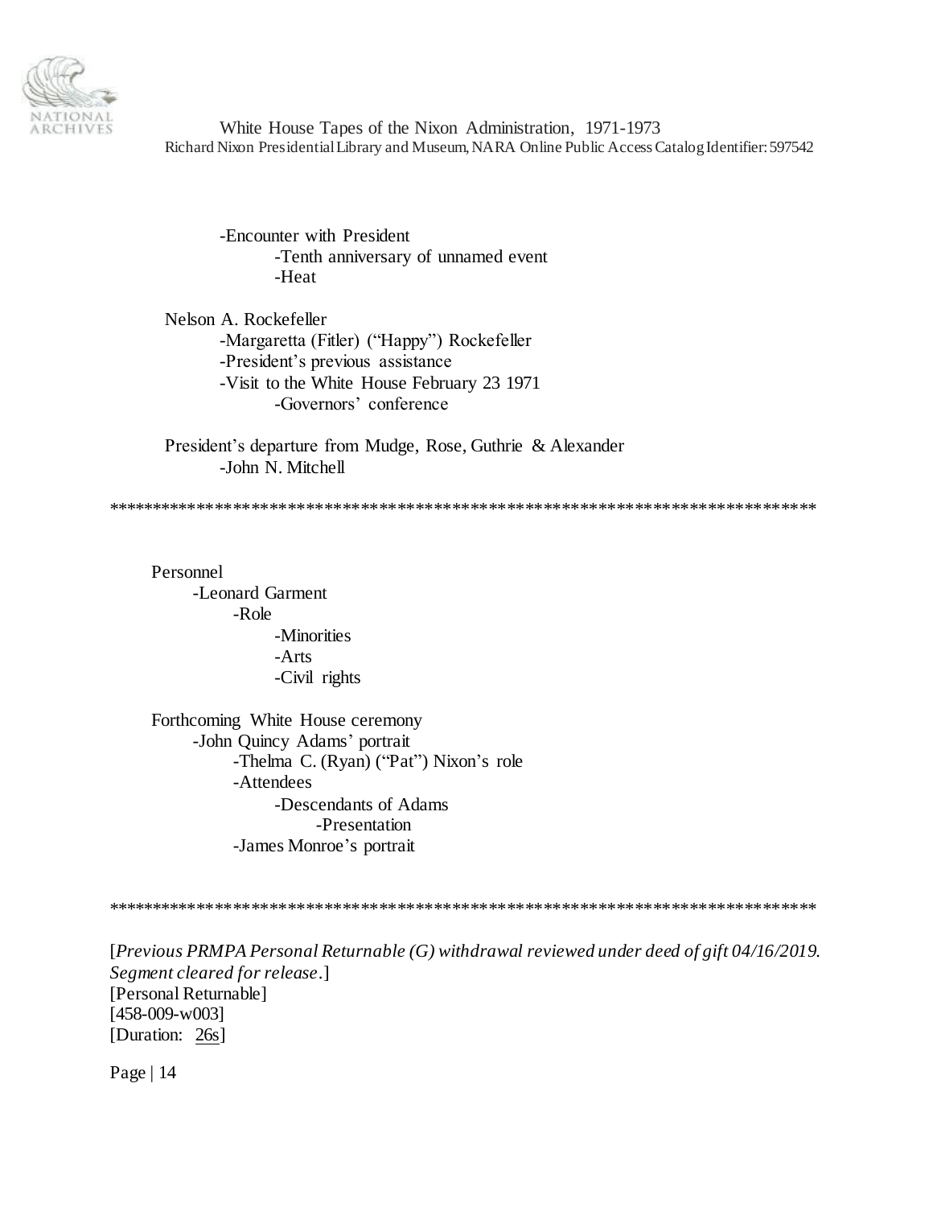-Encounter with President
  - -Tenth anniversary of unnamed event
  - -Heat

Nelson A. Rockefeller
- -Margaretta (Fitler) ("Happy") Rockefeller
- -President's previous assistance
- -Visit to the White House February 23 1971
  - -Governors' conference

President's departure from Mudge, Rose, Guthrie & Alexander
- -John N. Mitchell

\*\*\*\*\*\*\*\*\*\*\*\*\*\*\*\*\*\*\*\*\*\*\*\*\*\*\*\*\*\*\*\*\*\*\*\*\*\*\*\*\*\*\*\*\*\*\*\*\*\*\*\*\*\*\*\*\*\*\*\*\*\*\*\*\*\*\*\*\*\*\*\*\*\*\*\*\*\*

Personnel
- -Leonard Garment
  - -Role
    - -Minorities
    - -Arts
    - -Civil rights

Forthcoming White House ceremony
- -John Quincy Adams' portrait
  - -Thelma C. (Ryan) ("Pat") Nixon's role
  - -Attendees
    - -Descendants of Adams
      - -Presentation
  - -James Monroe's portrait

\*\*\*\*\*\*\*\*\*\*\*\*\*\*\*\*\*\*\*\*\*\*\*\*\*\*\*\*\*\*\*\*\*\*\*\*\*\*\*\*\*\*\*\*\*\*\*\*\*\*\*\*\*\*\*\*\*\*\*\*\*\*\*\*\*\*\*\*\*\*\*\*\*\*\*\*\*\*

[*Previous PRMPA Personal Returnable (G) withdrawal reviewed under deed of gift 04/16/2019. Segment cleared for release.*]
[Personal Returnable]
[458-009-w003]
[Duration: 26s]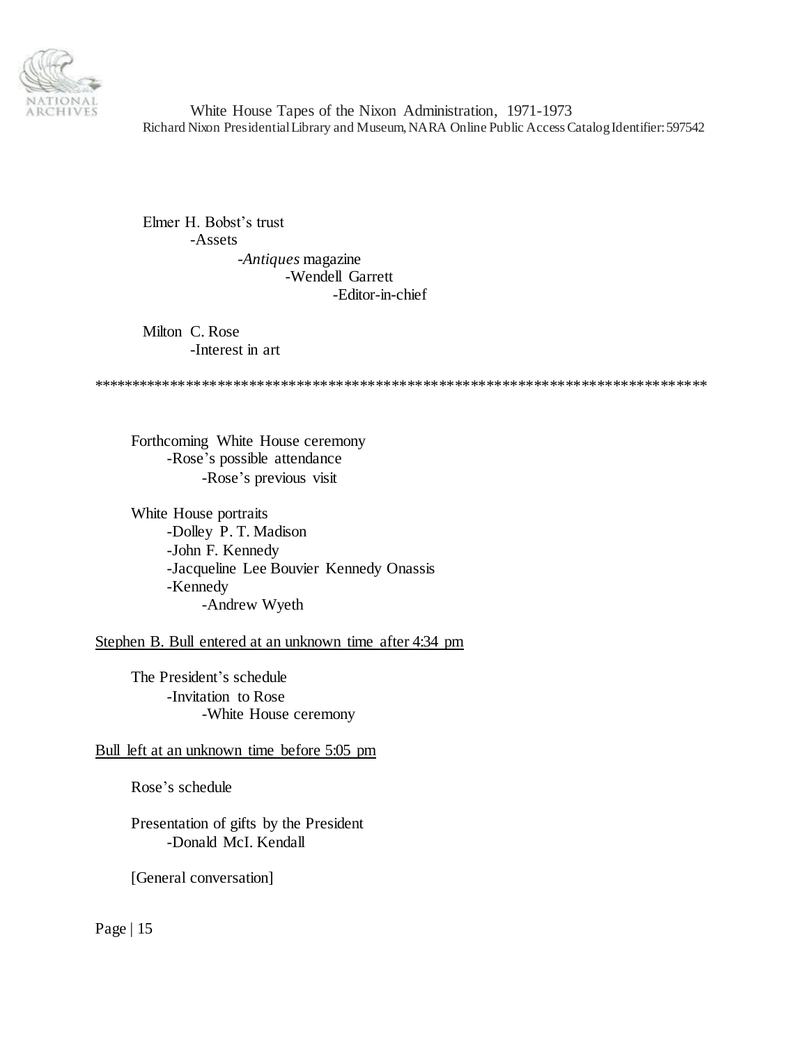Elmer H. Bobst's trust
- -Assets
  - -*Antiques* magazine
    - -Wendell Garrett
      - -Editor-in-chief

Milton C. Rose
- -Interest in art

*****************************************************************************

Forthcoming White House ceremony
- -Rose's possible attendance
  - -Rose's previous visit

White House portraits
- -Dolley P. T. Madison
- -John F. Kennedy
- -Jacqueline Lee Bouvier Kennedy Onassis
- -Kennedy
  - -Andrew Wyeth

<u>Stephen B. Bull entered at an unknown time after 4:34 pm</u>

The President's schedule
- -Invitation to Rose
  - -White House ceremony

<u>Bull left at an unknown time before 5:05 pm</u>

Rose's schedule

Presentation of gifts by the President
- -Donald McI. Kendall

[General conversation]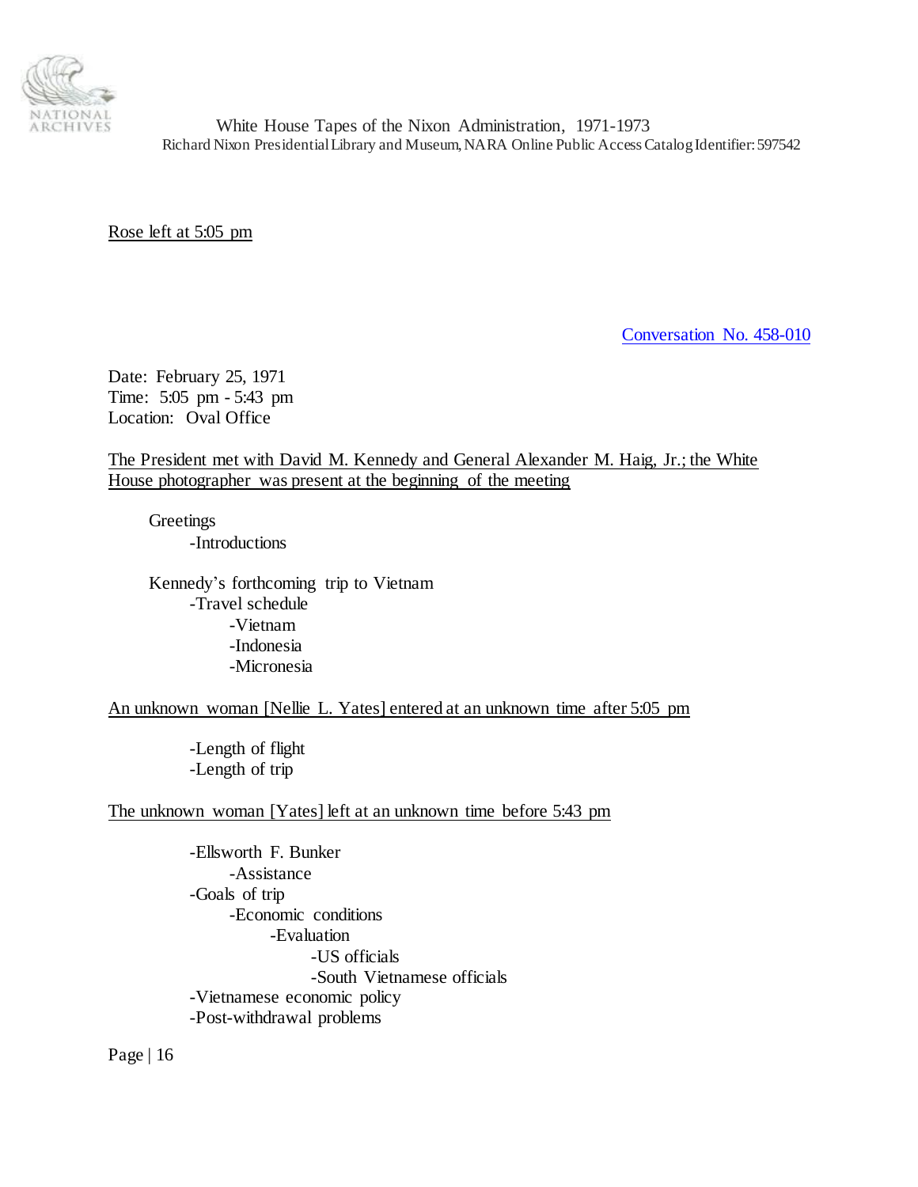Rose left at 5:05 pm

Conversation No. 458-010

Date: February 25, 1971
Time: 5:05 pm - 5:43 pm
Location: Oval Office

The President met with David M. Kennedy and General Alexander M. Haig, Jr.; the White House photographer was present at the beginning of the meeting

- Greetings
  - Introductions

- Kennedy's forthcoming trip to Vietnam
  - Travel schedule
    - Vietnam
    - Indonesia
    - Micronesia

An unknown woman [Nellie L. Yates] entered at an unknown time after 5:05 pm

  - Length of flight
  - Length of trip

The unknown woman [Yates] left at an unknown time before 5:43 pm

  - Ellsworth F. Bunker
    - Assistance
  - Goals of trip
    - Economic conditions
      - Evaluation
        - US officials
        - South Vietnamese officials
  - Vietnamese economic policy
  - Post-withdrawal problems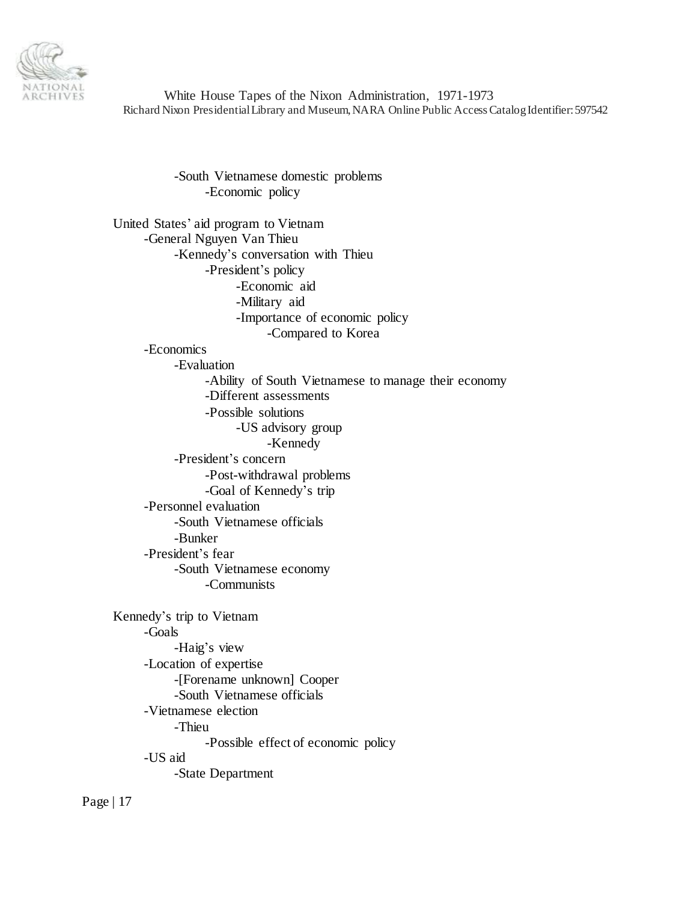- -South Vietnamese domestic problems
            - -Economic policy

United States' aid program to Vietnam

- -General Nguyen Van Thieu
    - -Kennedy's conversation with Thieu
        - -President's policy
            - -Economic aid
            - -Military aid
            - -Importance of economic policy
                - -Compared to Korea
- -Economics
    - -Evaluation
        - -Ability of South Vietnamese to manage their economy
        - -Different assessments
        - -Possible solutions
            - -US advisory group
                - -Kennedy
    - -President's concern
        - -Post-withdrawal problems
        - -Goal of Kennedy's trip
- -Personnel evaluation
    - -South Vietnamese officials
    - -Bunker
- -President's fear
    - -South Vietnamese economy
        - -Communists

Kennedy's trip to Vietnam

- -Goals
    - -Haig's view
- -Location of expertise
    - -[Forename unknown] Cooper
    - -South Vietnamese officials
- -Vietnamese election
    - -Thieu
        - -Possible effect of economic policy
- -US aid
    - -State Department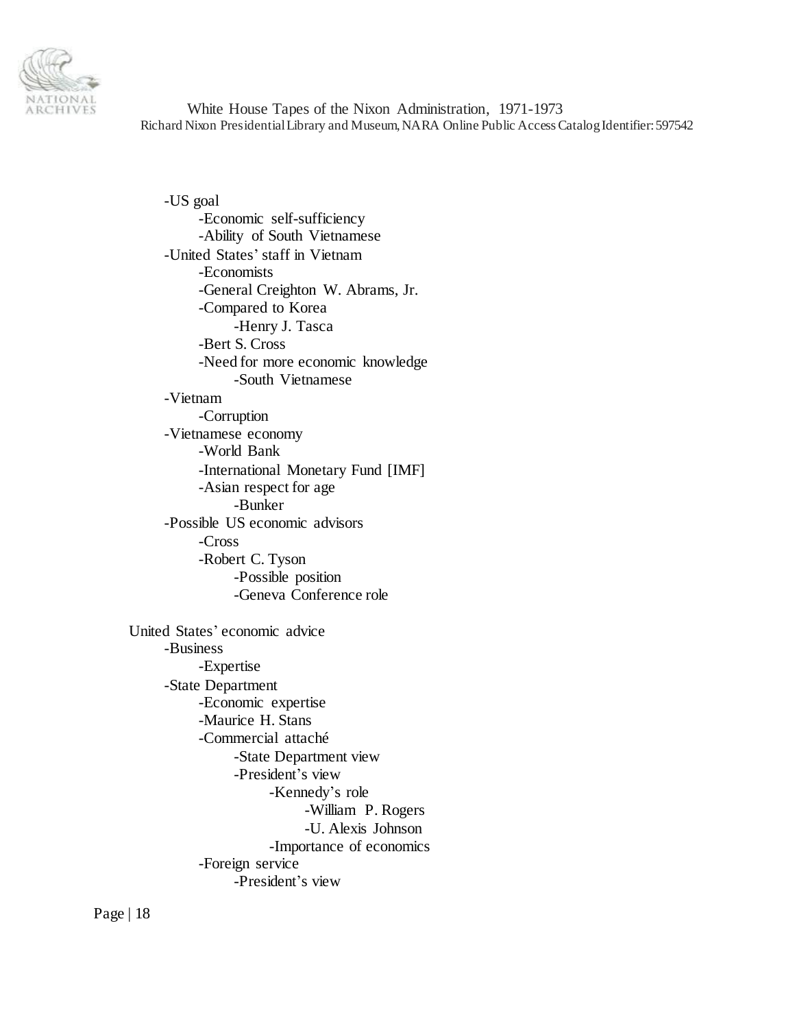- -US goal
    - -Economic self-sufficiency
    - -Ability of South Vietnamese
- -United States' staff in Vietnam
    - -Economists
    - -General Creighton W. Abrams, Jr.
    - -Compared to Korea
        - -Henry J. Tasca
    - -Bert S. Cross
    - -Need for more economic knowledge
        - -South Vietnamese
- -Vietnam
    - -Corruption
- -Vietnamese economy
    - -World Bank
    - -International Monetary Fund [IMF]
    - -Asian respect for age
        - -Bunker
- -Possible US economic advisors
    - -Cross
    - -Robert C. Tyson
        - -Possible position
        - -Geneva Conference role

United States' economic advice

- -Business
    - -Expertise
- -State Department
    - -Economic expertise
    - -Maurice H. Stans
    - -Commercial attaché
        - -State Department view
        - -President's view
            - -Kennedy's role
                - -William P. Rogers
                - -U. Alexis Johnson
            - -Importance of economics
    - -Foreign service
        - -President's view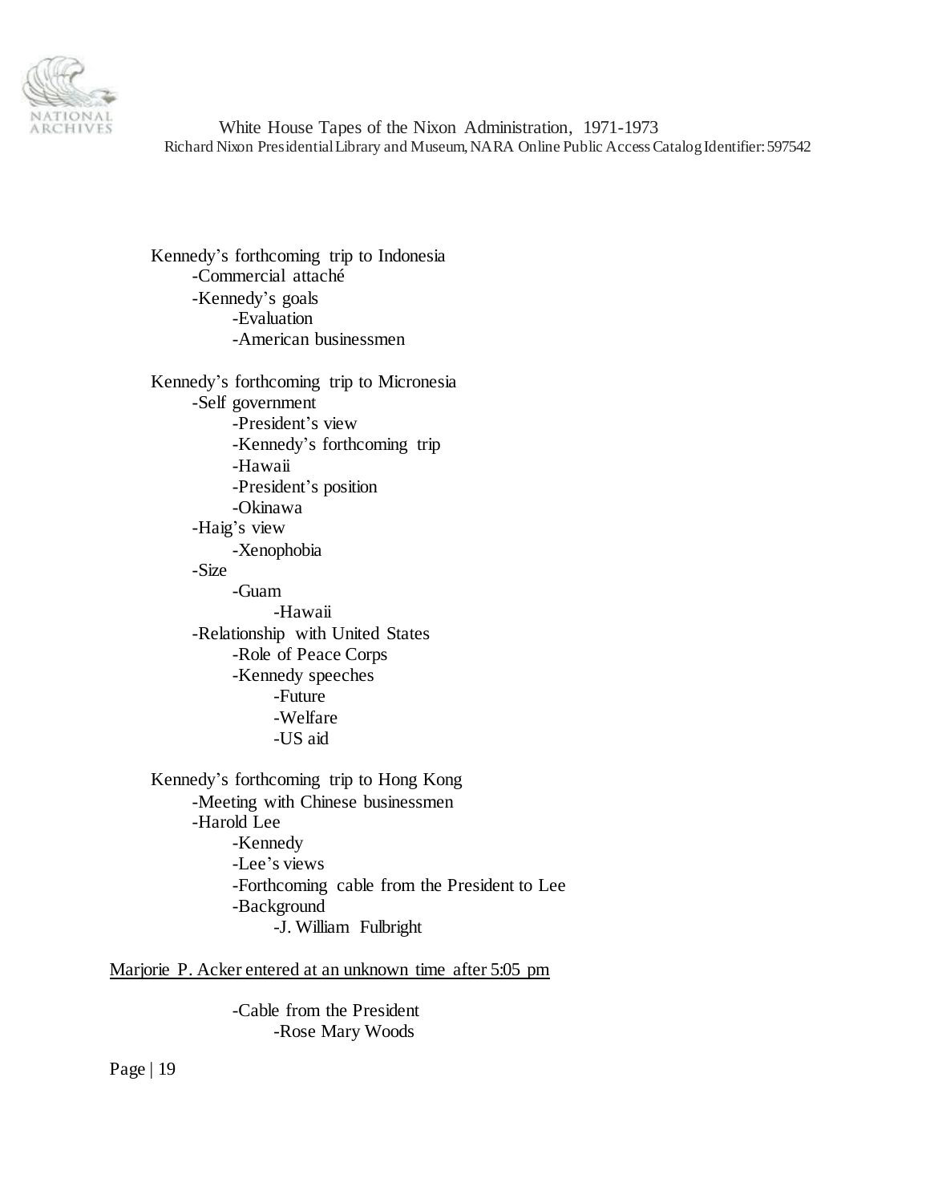Kennedy's forthcoming trip to Indonesia
- -Commercial attaché
- -Kennedy's goals
  - -Evaluation
  - -American businessmen

Kennedy's forthcoming trip to Micronesia
- -Self government
  - -President's view
  - -Kennedy's forthcoming trip
  - -Hawaii
  - -President's position
  - -Okinawa
- -Haig's view
  - -Xenophobia
- -Size
  - -Guam
    - -Hawaii
- -Relationship with United States
  - -Role of Peace Corps
  - -Kennedy speeches
    - -Future
    - -Welfare
    - -US aid

Kennedy's forthcoming trip to Hong Kong
- -Meeting with Chinese businessmen
- -Harold Lee
  - -Kennedy
  - -Lee's views
  - -Forthcoming cable from the President to Lee
  - -Background
    - -J. William Fulbright

<u>Marjorie P. Acker entered at an unknown time after 5:05 pm</u>

- -Cable from the President
  - -Rose Mary Woods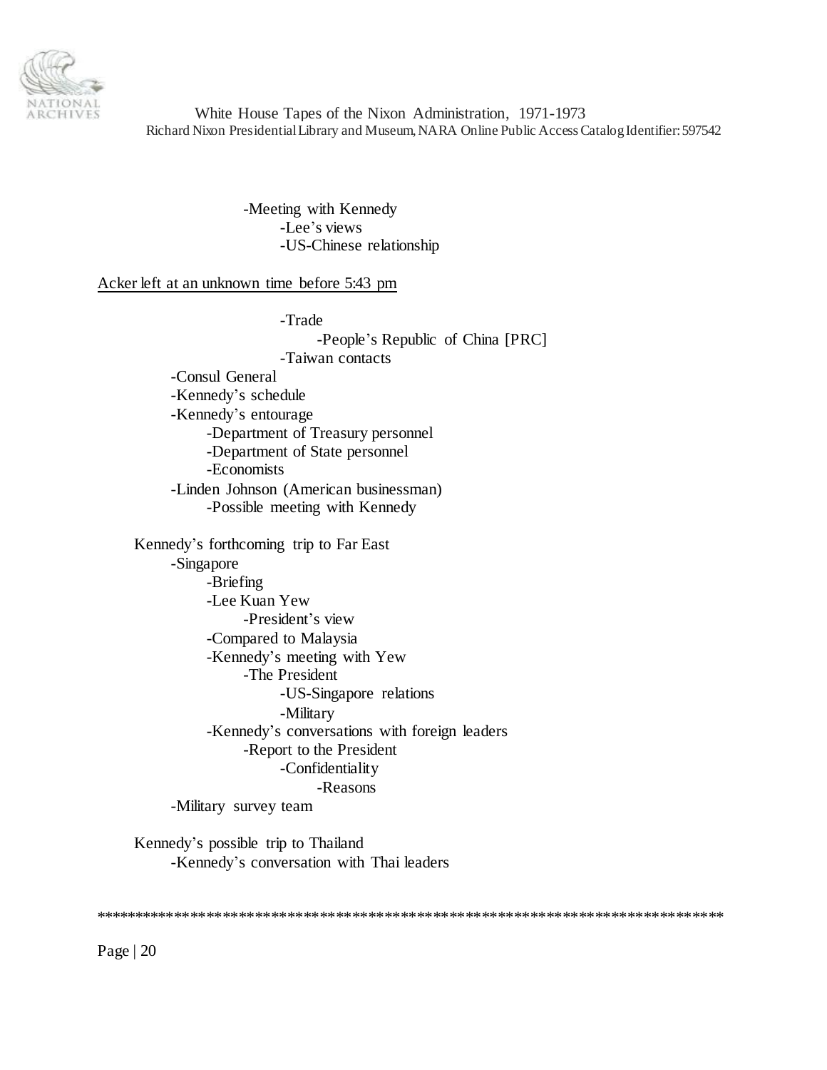-Meeting with Kennedy
                        -Lee's views
                        -US-Chinese relationship

<u>Acker left at an unknown time before 5:43 pm</u>

                        -Trade
                            -People's Republic of China [PRC]
                        -Taiwan contacts
        -Consul General
        -Kennedy's schedule
        -Kennedy's entourage
            -Department of Treasury personnel
            -Department of State personnel
            -Economists
        -Linden Johnson (American businessman)
            -Possible meeting with Kennedy

    Kennedy's forthcoming trip to Far East
        -Singapore
            -Briefing
            -Lee Kuan Yew
                -President's view
            -Compared to Malaysia
            -Kennedy's meeting with Yew
                -The President
                    -US-Singapore relations
                    -Military
            -Kennedy's conversations with foreign leaders
                -Report to the President
                    -Confidentiality
                        -Reasons
        -Military survey team

    Kennedy's possible trip to Thailand
        -Kennedy's conversation with Thai leaders

*****************************************************************************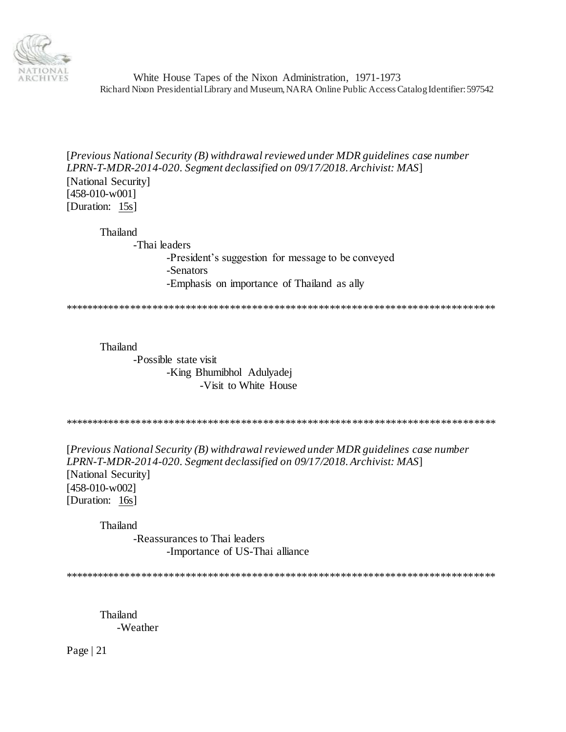[*Previous National Security (B) withdrawal reviewed under MDR guidelines case number LPRN-T-MDR-2014-020. Segment declassified on 09/17/2018. Archivist: MAS*]
[National Security]
[458-010-w001]
[Duration: 15s]

Thailand
- Thai leaders
  - President's suggestion for message to be conveyed
  - Senators
  - Emphasis on importance of Thailand as ally

*****************************************************************************

Thailand
- Possible state visit
  - King Bhumibhol Adulyadej
    - Visit to White House

*****************************************************************************

[*Previous National Security (B) withdrawal reviewed under MDR guidelines case number LPRN-T-MDR-2014-020. Segment declassified on 09/17/2018. Archivist: MAS*]
[National Security]
[458-010-w002]
[Duration: 16s]

Thailand
- Reassurances to Thai leaders
  - Importance of US-Thai alliance

*****************************************************************************

Thailand
- Weather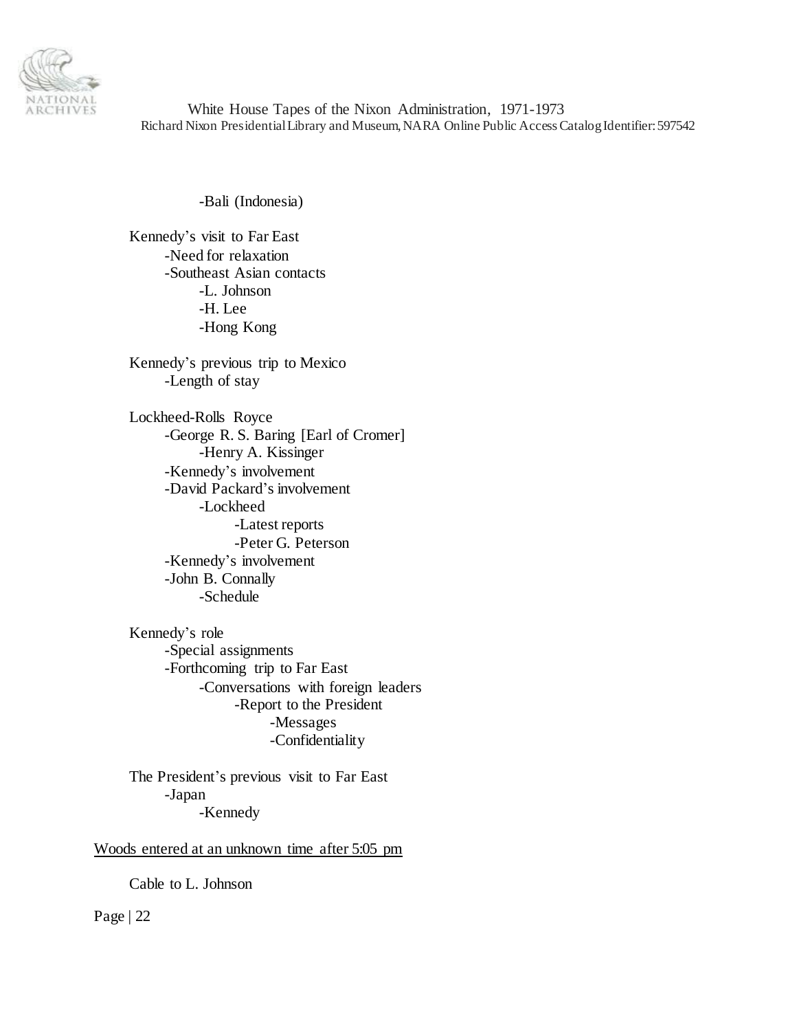-Bali (Indonesia)

Kennedy's visit to Far East
- -Need for relaxation
- -Southeast Asian contacts
  - -L. Johnson
  - -H. Lee
  - -Hong Kong

Kennedy's previous trip to Mexico
- -Length of stay

Lockheed-Rolls Royce
- -George R. S. Baring [Earl of Cromer]
  - -Henry A. Kissinger
- -Kennedy's involvement
- -David Packard's involvement
  - -Lockheed
    - -Latest reports
    - -Peter G. Peterson
- -Kennedy's involvement
- -John B. Connally
  - -Schedule

Kennedy's role
- -Special assignments
- -Forthcoming trip to Far East
  - -Conversations with foreign leaders
    - -Report to the President
      - -Messages
      - -Confidentiality

The President's previous visit to Far East
- -Japan
  - -Kennedy

<u>Woods entered at an unknown time after 5:05 pm</u>

Cable to L. Johnson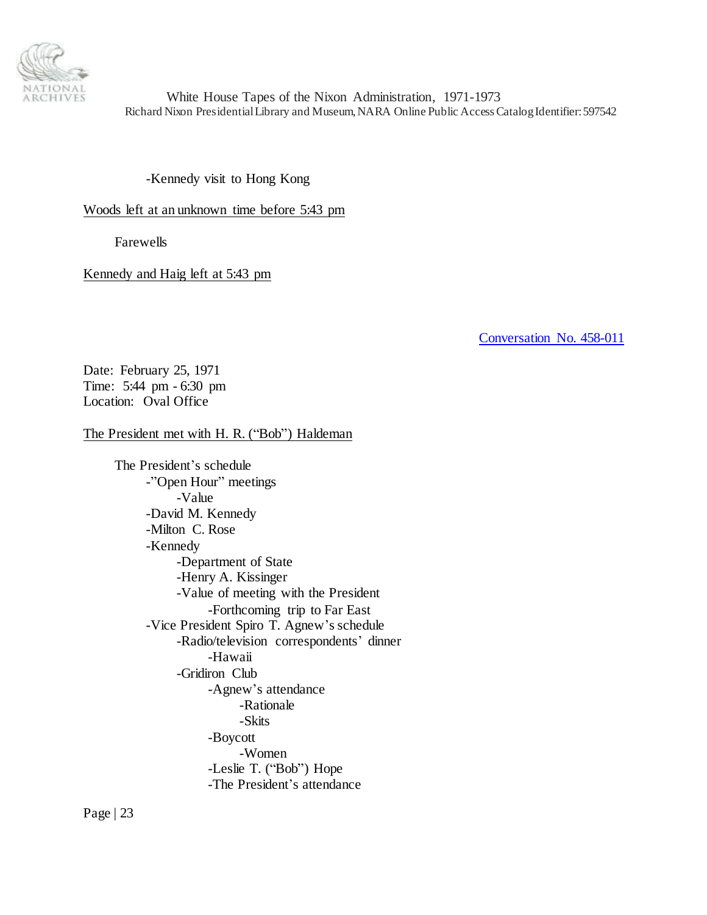-Kennedy visit to Hong Kong

Woods left at an unknown time before 5:43 pm

Farewells

Kennedy and Haig left at 5:43 pm

Conversation No. 458-011

Date: February 25, 1971
Time: 5:44 pm - 6:30 pm
Location: Oval Office

The President met with H. R. ("Bob") Haldeman

The President's schedule
- "Open Hour" meetings
  - Value
- David M. Kennedy
- Milton C. Rose
- Kennedy
  - Department of State
  - Henry A. Kissinger
  - Value of meeting with the President
    - Forthcoming trip to Far East
- Vice President Spiro T. Agnew's schedule
  - Radio/television correspondents' dinner
    - Hawaii
  - Gridiron Club
    - Agnew's attendance
      - Rationale
      - Skits
    - Boycott
      - Women
    - Leslie T. ("Bob") Hope
    - The President's attendance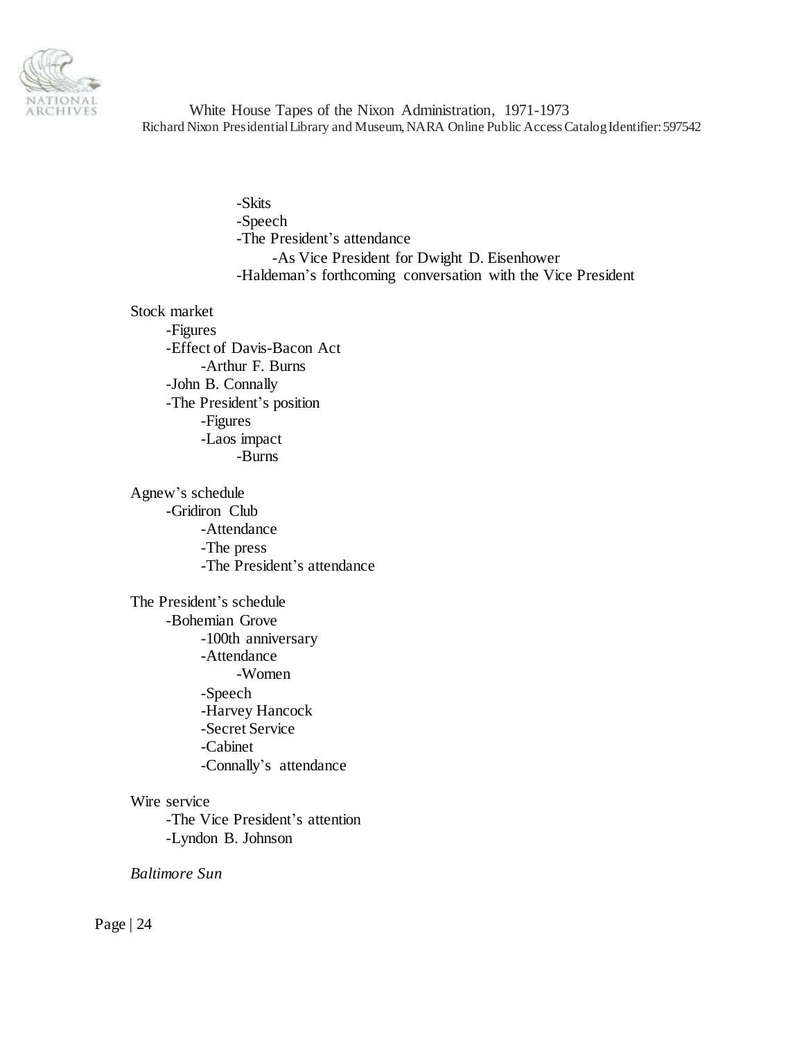- -Skits
- -Speech
- -The President's attendance
  - -As Vice President for Dwight D. Eisenhower
- -Haldeman's forthcoming conversation with the Vice President

Stock market
- -Figures
- -Effect of Davis-Bacon Act
  - -Arthur F. Burns
- -John B. Connally
- -The President's position
  - -Figures
  - -Laos impact
    - -Burns

Agnew's schedule
- -Gridiron Club
  - -Attendance
  - -The press
  - -The President's attendance

The President's schedule
- -Bohemian Grove
  - -100th anniversary
  - -Attendance
    - -Women
  - -Speech
  - -Harvey Hancock
  - -Secret Service
  - -Cabinet
  - -Connally's attendance

Wire service
- -The Vice President's attention
- -Lyndon B. Johnson

*Baltimore Sun*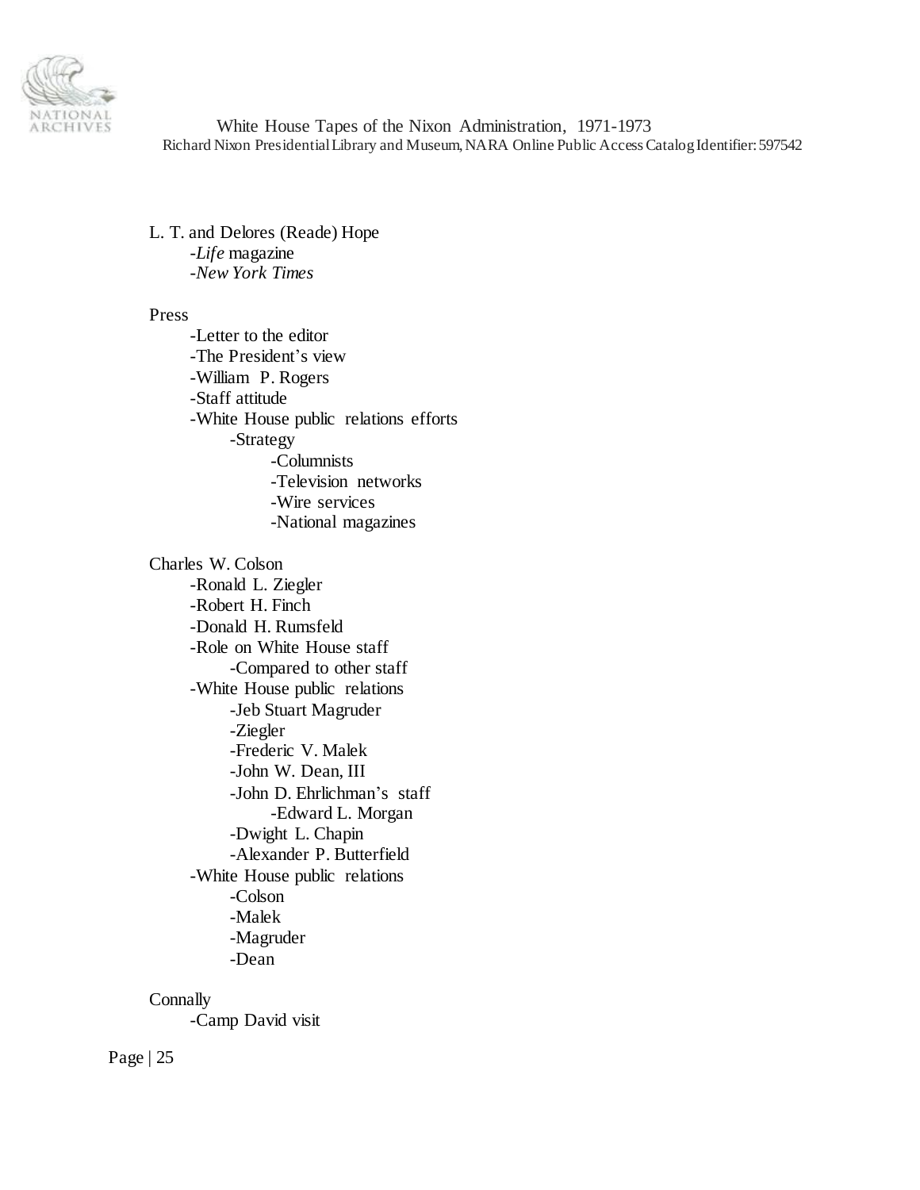L. T. and Delores (Reade) Hope
- *Life* magazine
- *New York Times*

Press
- Letter to the editor
- The President's view
- William P. Rogers
- Staff attitude
- White House public relations efforts
    - Strategy
        - Columnists
        - Television networks
        - Wire services
        - National magazines

Charles W. Colson
- Ronald L. Ziegler
- Robert H. Finch
- Donald H. Rumsfeld
- Role on White House staff
    - Compared to other staff
- White House public relations
    - Jeb Stuart Magruder
    - Ziegler
    - Frederic V. Malek
    - John W. Dean, III
    - John D. Ehrlichman's staff
        - Edward L. Morgan
    - Dwight L. Chapin
    - Alexander P. Butterfield
- White House public relations
    - Colson
    - Malek
    - Magruder
    - Dean

Connally
- Camp David visit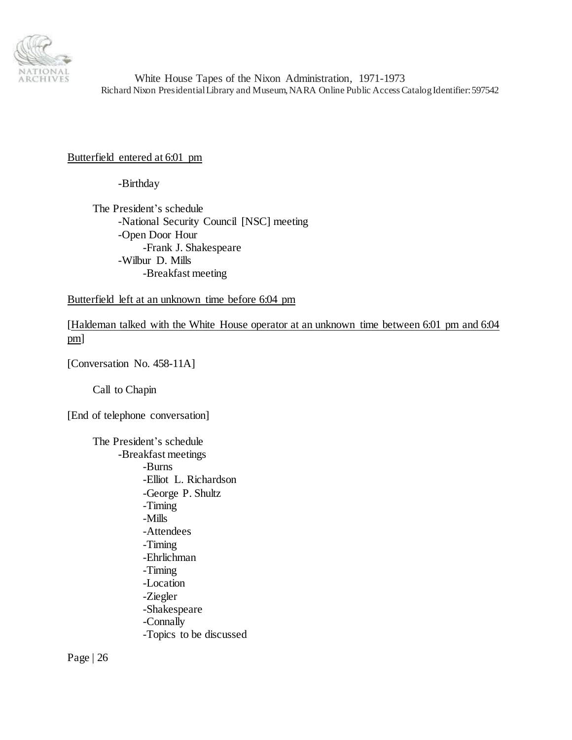<u>Butterfield entered at 6:01 pm</u>

-Birthday

The President's schedule
- -National Security Council [NSC] meeting
- -Open Door Hour
  - -Frank J. Shakespeare
- -Wilbur D. Mills
  - -Breakfast meeting

<u>Butterfield left at an unknown time before 6:04 pm</u>

[<u>Haldeman talked with the White House operator at an unknown time between 6:01 pm and 6:04 pm</u>]

[Conversation No. 458-11A]

Call to Chapin

[End of telephone conversation]

The President's schedule
- -Breakfast meetings
  - -Burns
  - -Elliot L. Richardson
  - -George P. Shultz
  - -Timing
  - -Mills
  - -Attendees
  - -Timing
  - -Ehrlichman
  - -Timing
  - -Location
  - -Ziegler
  - -Shakespeare
  - -Connally
  - -Topics to be discussed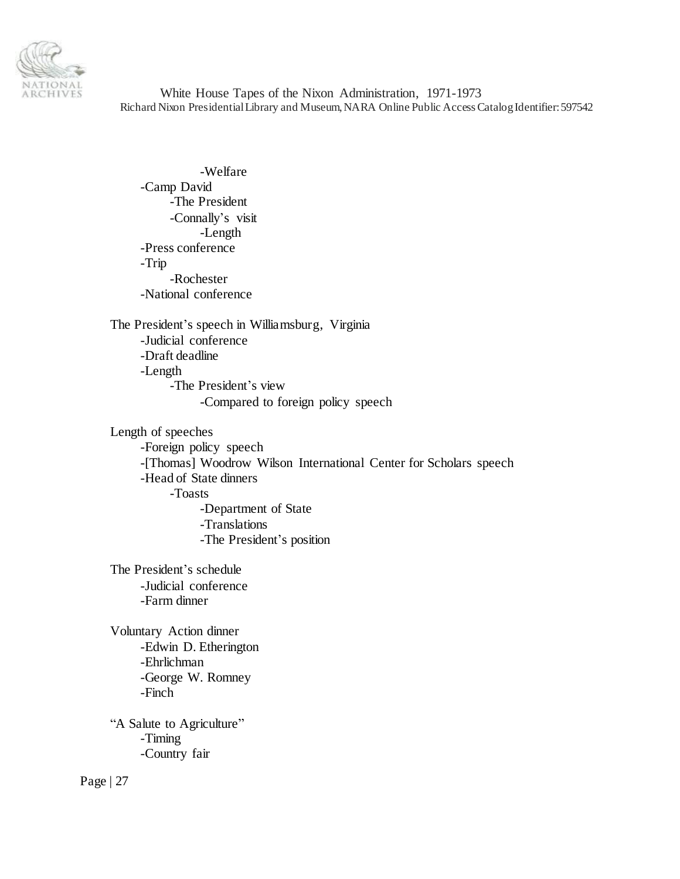-Welfare
    -Camp David
        -The President
        -Connally's visit
            -Length
    -Press conference
    -Trip
        -Rochester
    -National conference

The President's speech in Williamsburg, Virginia
    -Judicial conference
    -Draft deadline
    -Length
        -The President's view
            -Compared to foreign policy speech

Length of speeches
    -Foreign policy speech
    -[Thomas] Woodrow Wilson International Center for Scholars speech
    -Head of State dinners
        -Toasts
            -Department of State
            -Translations
            -The President's position

The President's schedule
    -Judicial conference
    -Farm dinner

Voluntary Action dinner
    -Edwin D. Etherington
    -Ehrlichman
    -George W. Romney
    -Finch

"A Salute to Agriculture"
    -Timing
    -Country fair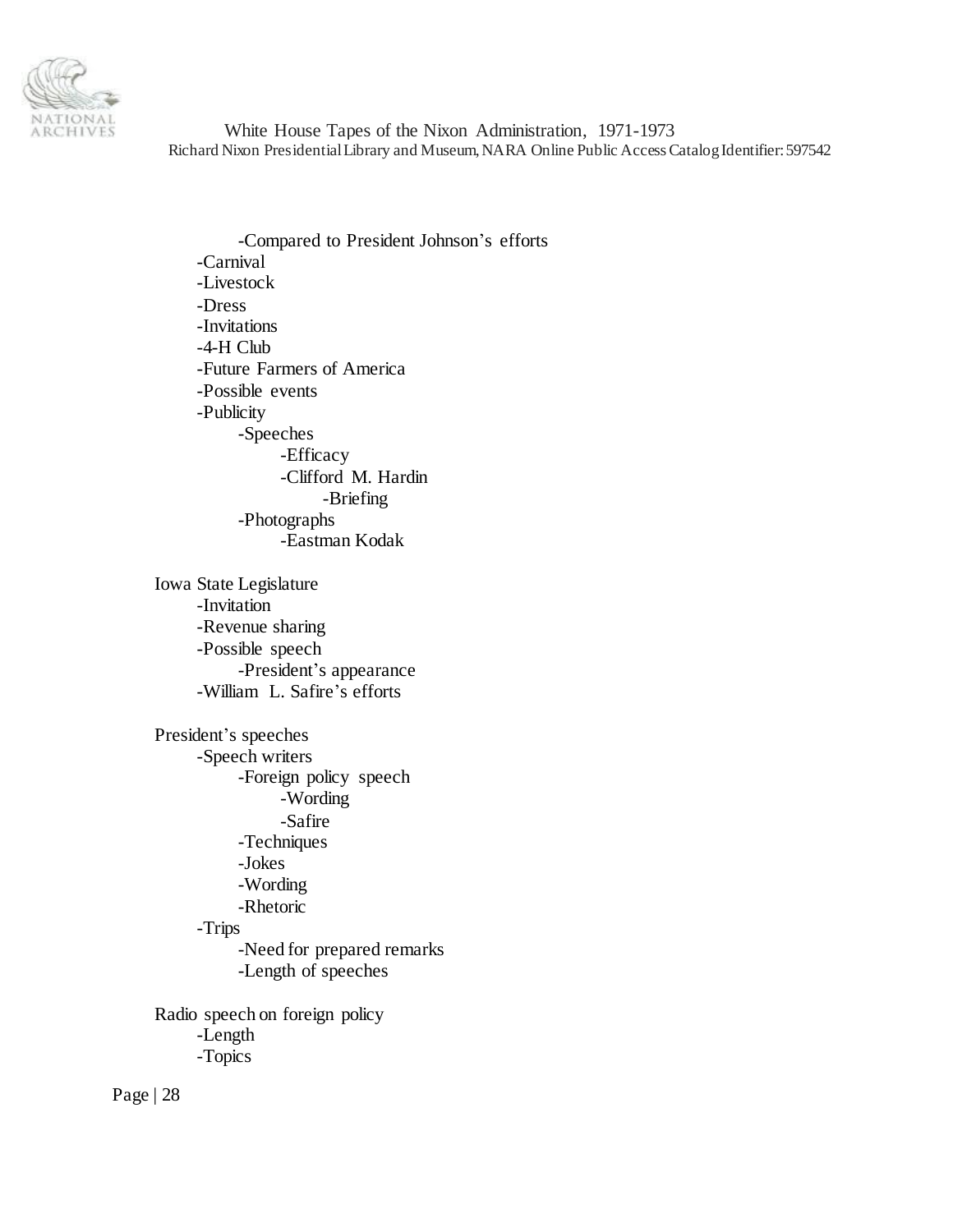- -Compared to President Johnson's efforts
- -Carnival
- -Livestock
- -Dress
- -Invitations
- -4-H Club
- -Future Farmers of America
- -Possible events
- -Publicity
    - -Speeches
        - -Efficacy
        - -Clifford M. Hardin
            - -Briefing
    - -Photographs
        - -Eastman Kodak

Iowa State Legislature
- -Invitation
- -Revenue sharing
- -Possible speech
    - -President's appearance
- -William L. Safire's efforts

President's speeches
- -Speech writers
    - -Foreign policy speech
        - -Wording
        - -Safire
    - -Techniques
    - -Jokes
    - -Wording
    - -Rhetoric
- -Trips
    - -Need for prepared remarks
    - -Length of speeches

Radio speech on foreign policy
- -Length
- -Topics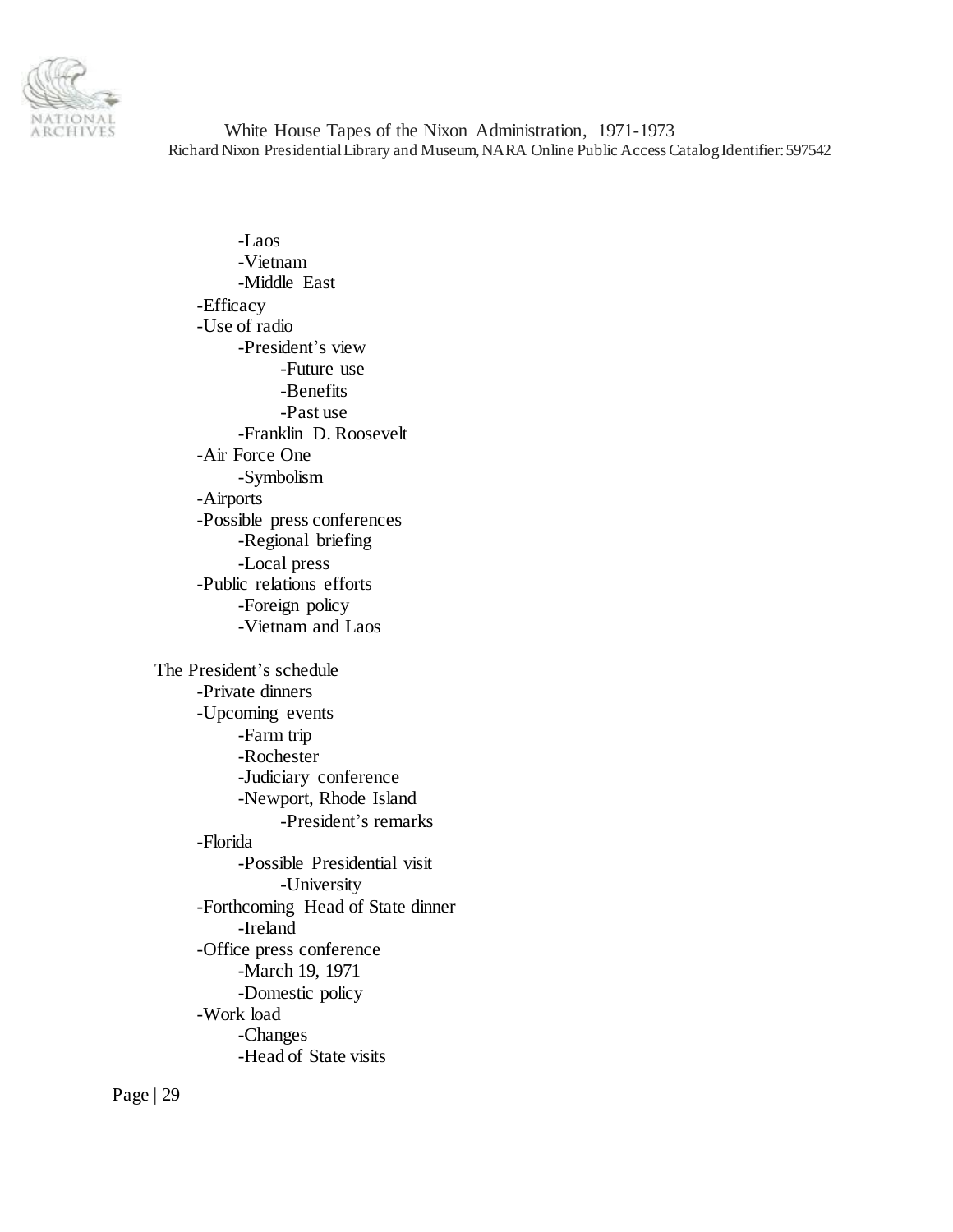- Laos
- Vietnam
- Middle East
- Efficacy
- Use of radio
  - President's view
    - Future use
    - Benefits
    - Past use
  - Franklin D. Roosevelt
- Air Force One
  - Symbolism
- Airports
- Possible press conferences
  - Regional briefing
  - Local press
- Public relations efforts
  - Foreign policy
  - Vietnam and Laos

The President's schedule

- Private dinners
- Upcoming events
  - Farm trip
  - Rochester
  - Judiciary conference
  - Newport, Rhode Island
    - President's remarks
- Florida
  - Possible Presidential visit
    - University
- Forthcoming Head of State dinner
  - Ireland
- Office press conference
  - March 19, 1971
  - Domestic policy
- Work load
  - Changes
  - Head of State visits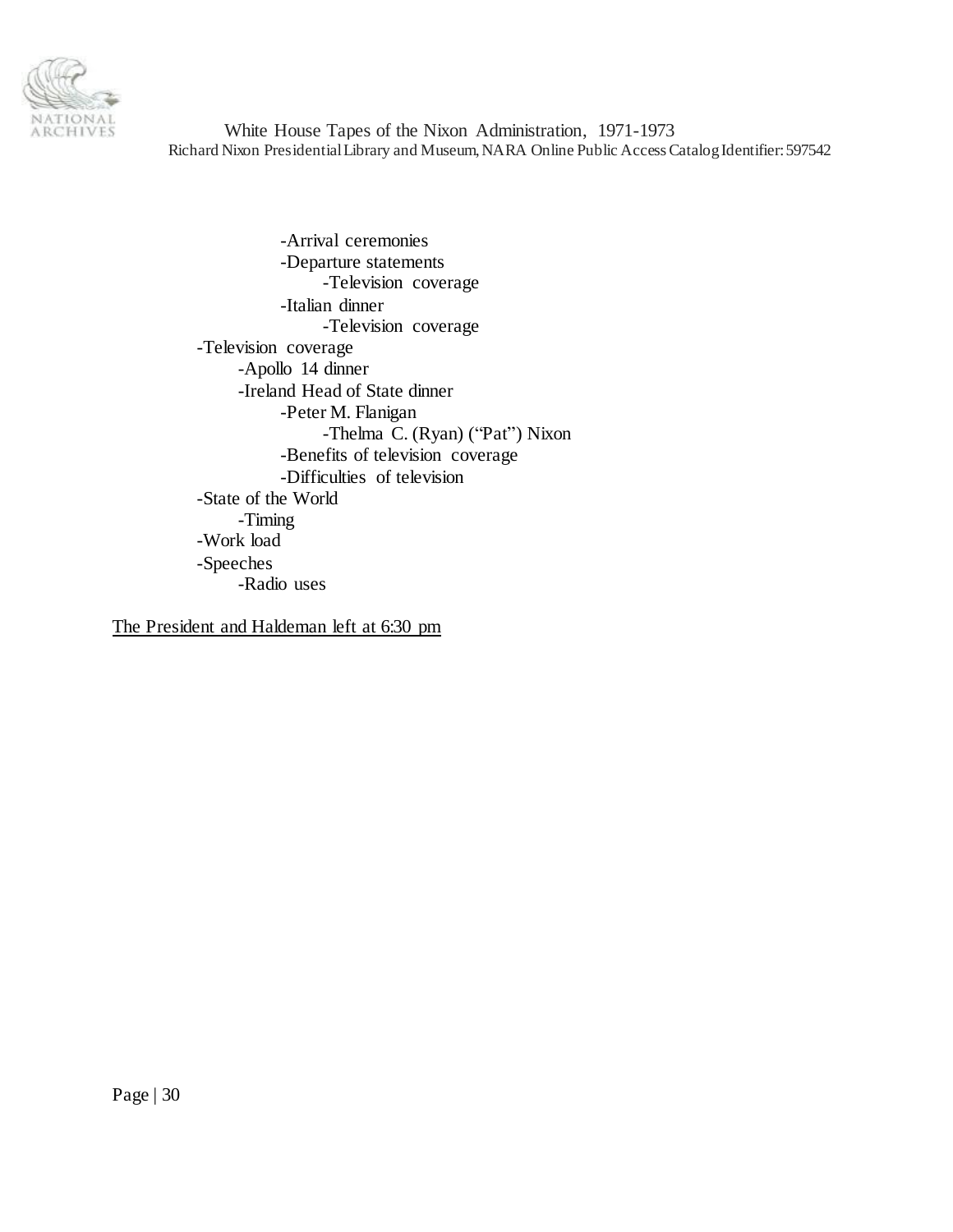- Arrival ceremonies
- Departure statements
  - Television coverage
- Italian dinner
  - Television coverage

- Television coverage
  - Apollo 14 dinner
  - Ireland Head of State dinner
    - Peter M. Flanigan
      - Thelma C. (Ryan) ("Pat") Nixon
    - Benefits of television coverage
    - Difficulties of television
- State of the World
  - Timing
- Work load
- Speeches
  - Radio uses

<u>The President and Haldeman left at 6:30 pm</u>